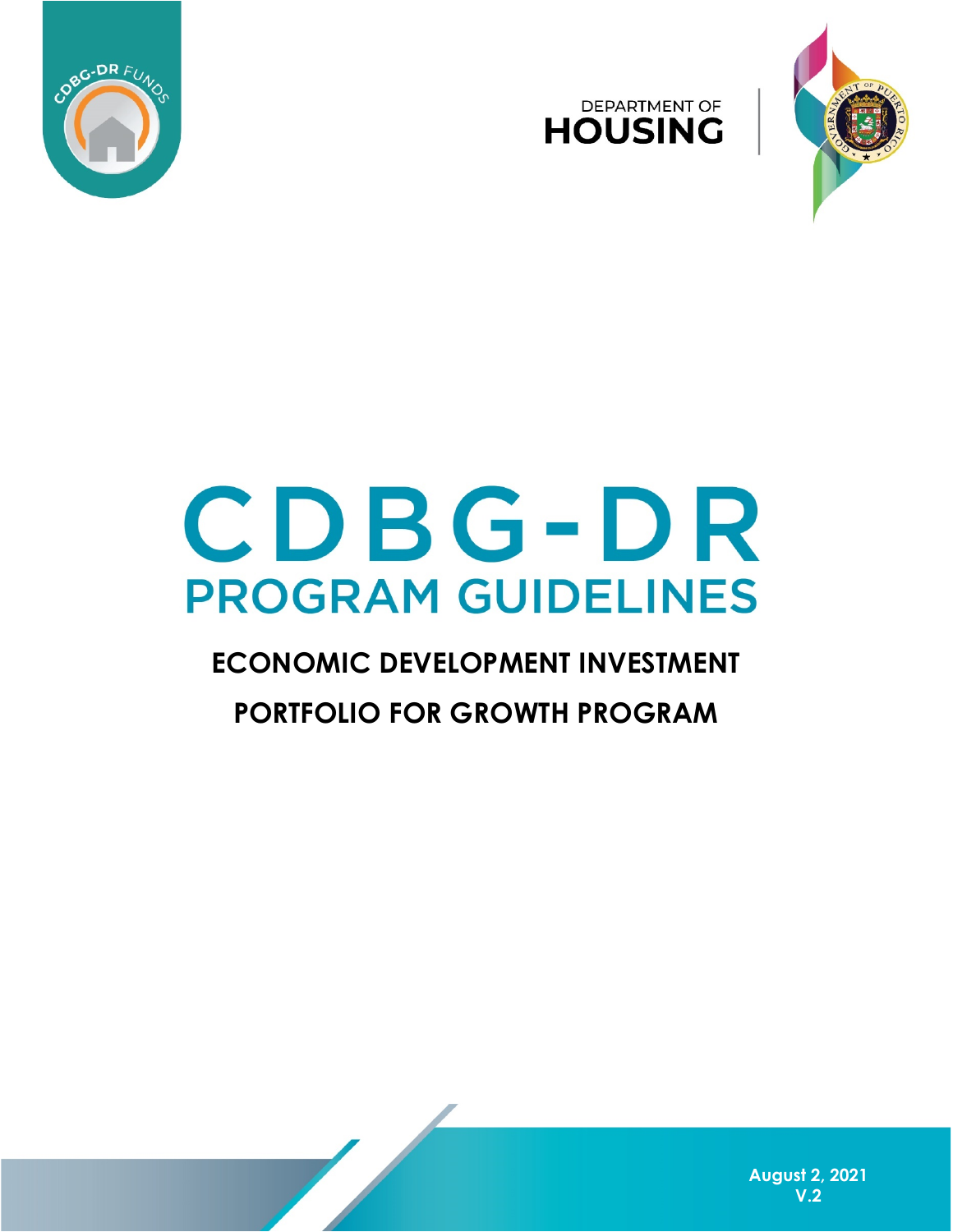CDBG-DR FUNDS

DEPARTMENT OF
HOUSING

# CDBG-DR
# PROGRAM GUIDELINES

## ECONOMIC DEVELOPMENT INVESTMENT PORTFOLIO FOR GROWTH PROGRAM

**August 2, 2021**
**V.2**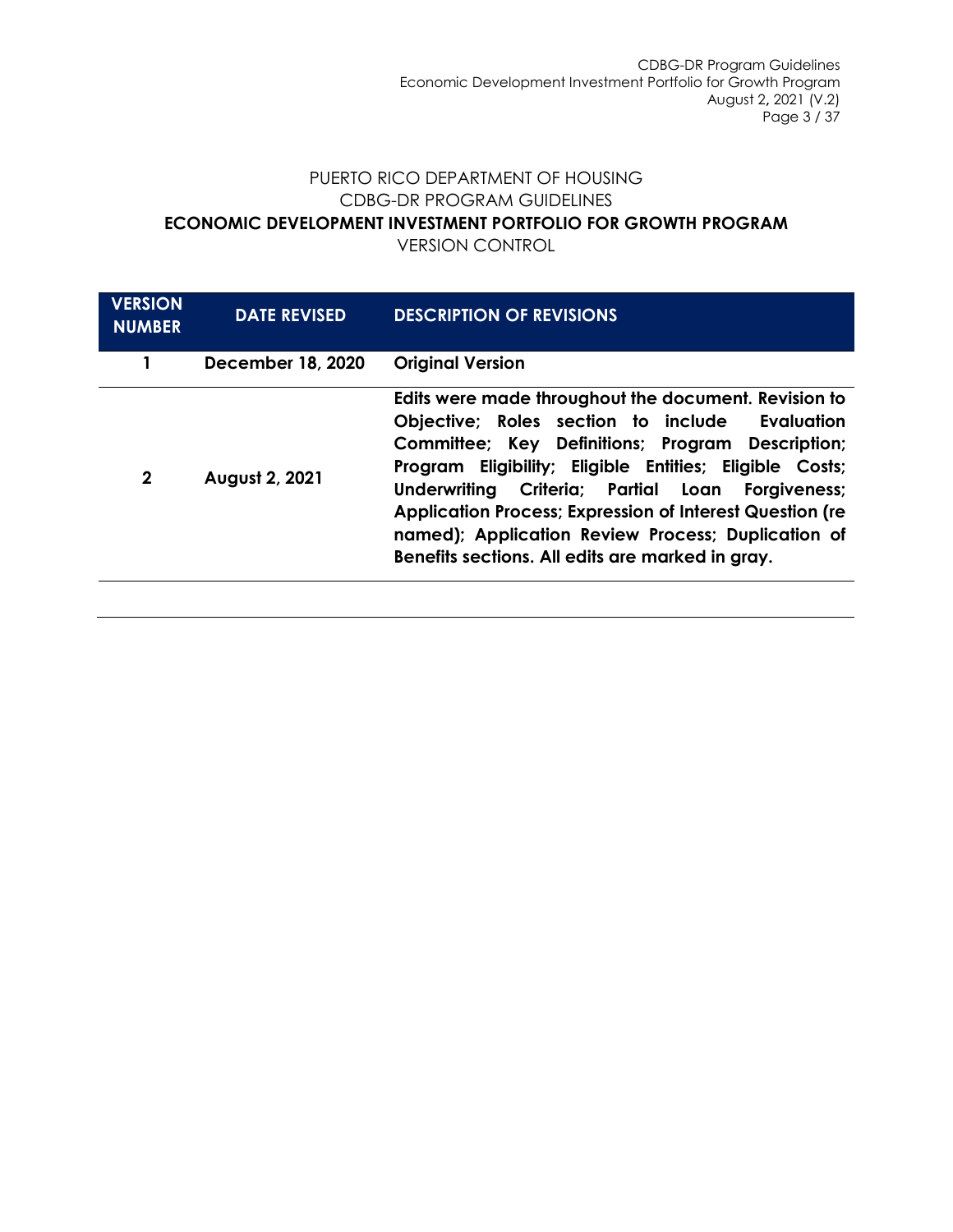PUERTO RICO DEPARTMENT OF HOUSING
CDBG-DR PROGRAM GUIDELINES
**ECONOMIC DEVELOPMENT INVESTMENT PORTFOLIO FOR GROWTH PROGRAM**
VERSION CONTROL

| VERSION NUMBER | DATE REVISED | DESCRIPTION OF REVISIONS |
|---|---|---|
| **1** | **December 18, 2020** | **Original Version** |
| **2** | **August 2, 2021** | **Edits were made throughout the document. Revision to Objective; Roles section to include Evaluation Committee; Key Definitions; Program Description; Program Eligibility; Eligible Entities; Eligible Costs; Underwriting Criteria; Partial Loan Forgiveness; Application Process; Expression of Interest Question (re named); Application Review Process; Duplication of Benefits sections. All edits are marked in gray.** |
| | | |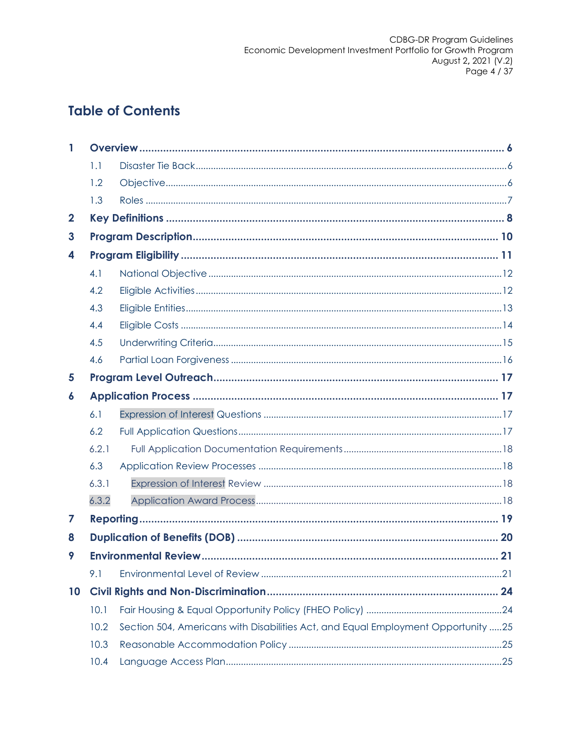# Table of Contents

**1 Overview** ........ **6**

- 1.1 Disaster Tie Back ........ 6
- 1.2 Objective ........ 6
- 1.3 Roles ........ 7

**2 Key Definitions** ........ **8**

**3 Program Description** ........ **10**

**4 Program Eligibility** ........ **11**

- 4.1 National Objective ........ 12
- 4.2 Eligible Activities ........ 12
- 4.3 Eligible Entities ........ 13
- 4.4 Eligible Costs ........ 14
- 4.5 Underwriting Criteria ........ 15
- 4.6 Partial Loan Forgiveness ........ 16

**5 Program Level Outreach** ........ **17**

**6 Application Process** ........ **17**

- 6.1 Expression of Interest Questions ........ 17
- 6.2 Full Application Questions ........ 17
- 6.2.1 Full Application Documentation Requirements ........ 18
- 6.3 Application Review Processes ........ 18
- 6.3.1 Expression of Interest Review ........ 18
- 6.3.2 Application Award Process ........ 18

**7 Reporting** ........ **19**

**8 Duplication of Benefits (DOB)** ........ **20**

**9 Environmental Review** ........ **21**

- 9.1 Environmental Level of Review ........ 21

**10 Civil Rights and Non-Discrimination** ........ **24**

- 10.1 Fair Housing & Equal Opportunity Policy (FHEO Policy) ........ 24
- 10.2 Section 504, Americans with Disabilities Act, and Equal Employment Opportunity ........ 25
- 10.3 Reasonable Accommodation Policy ........ 25
- 10.4 Language Access Plan ........ 25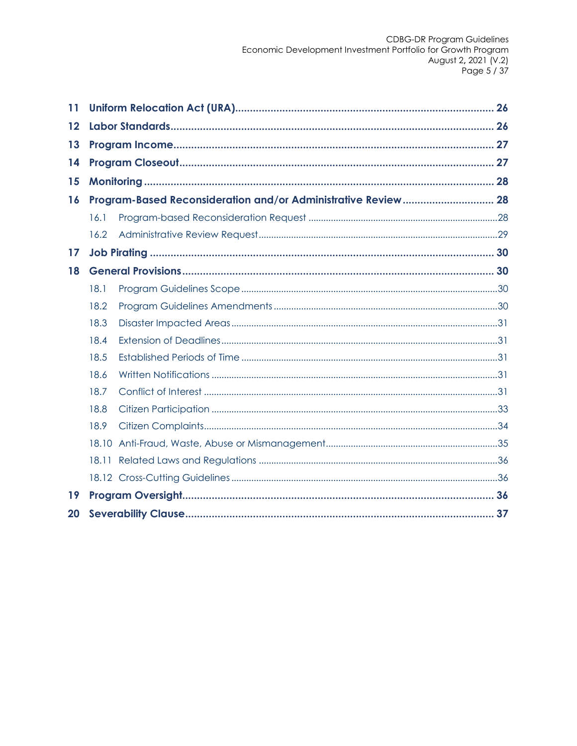| | | |
|---|---|---|
| **11** | **Uniform Relocation Act (URA)** | **26** |
| **12** | **Labor Standards** | **26** |
| **13** | **Program Income** | **27** |
| **14** | **Program Closeout** | **27** |
| **15** | **Monitoring** | **28** |
| **16** | **Program-Based Reconsideration and/or Administrative Review** | **28** |
| 16.1 | Program-based Reconsideration Request | 28 |
| 16.2 | Administrative Review Request | 29 |
| **17** | **Job Pirating** | **30** |
| **18** | **General Provisions** | **30** |
| 18.1 | Program Guidelines Scope | 30 |
| 18.2 | Program Guidelines Amendments | 30 |
| 18.3 | Disaster Impacted Areas | 31 |
| 18.4 | Extension of Deadlines | 31 |
| 18.5 | Established Periods of Time | 31 |
| 18.6 | Written Notifications | 31 |
| 18.7 | Conflict of Interest | 31 |
| 18.8 | Citizen Participation | 33 |
| 18.9 | Citizen Complaints | 34 |
| 18.10 | Anti-Fraud, Waste, Abuse or Mismanagement | 35 |
| 18.11 | Related Laws and Regulations | 36 |
| 18.12 | Cross-Cutting Guidelines | 36 |
| **19** | **Program Oversight** | **36** |
| **20** | **Severability Clause** | **37** |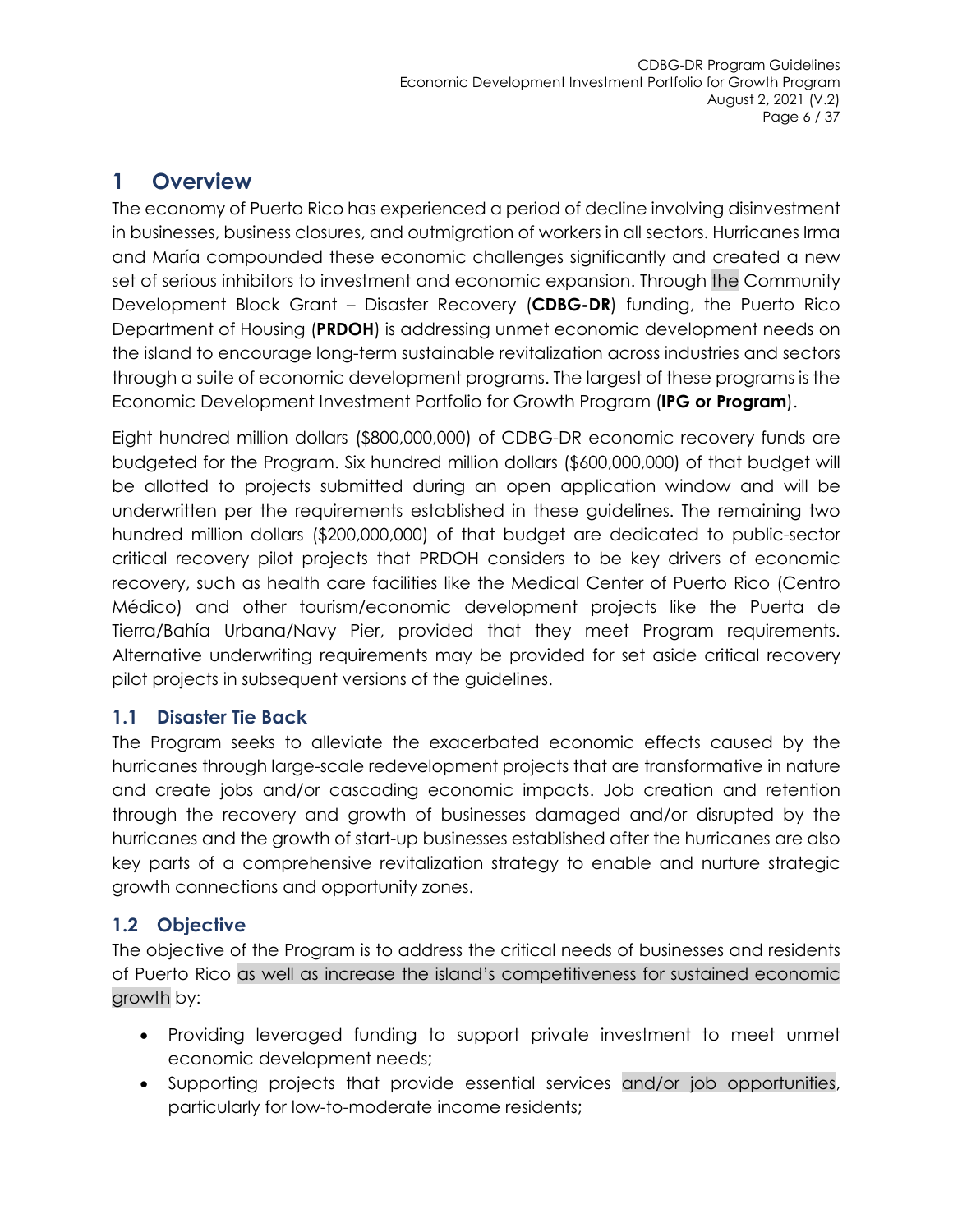# 1 Overview

The economy of Puerto Rico has experienced a period of decline involving disinvestment in businesses, business closures, and outmigration of workers in all sectors. Hurricanes Irma and María compounded these economic challenges significantly and created a new set of serious inhibitors to investment and economic expansion. Through the Community Development Block Grant – Disaster Recovery (**CDBG-DR**) funding, the Puerto Rico Department of Housing (**PRDOH**) is addressing unmet economic development needs on the island to encourage long-term sustainable revitalization across industries and sectors through a suite of economic development programs. The largest of these programs is the Economic Development Investment Portfolio for Growth Program (**IPG or Program**).

Eight hundred million dollars ($800,000,000) of CDBG-DR economic recovery funds are budgeted for the Program. Six hundred million dollars ($600,000,000) of that budget will be allotted to projects submitted during an open application window and will be underwritten per the requirements established in these guidelines. The remaining two hundred million dollars ($200,000,000) of that budget are dedicated to public-sector critical recovery pilot projects that PRDOH considers to be key drivers of economic recovery, such as health care facilities like the Medical Center of Puerto Rico (Centro Médico) and other tourism/economic development projects like the Puerta de Tierra/Bahía Urbana/Navy Pier, provided that they meet Program requirements. Alternative underwriting requirements may be provided for set aside critical recovery pilot projects in subsequent versions of the guidelines.

## 1.1 Disaster Tie Back

The Program seeks to alleviate the exacerbated economic effects caused by the hurricanes through large-scale redevelopment projects that are transformative in nature and create jobs and/or cascading economic impacts. Job creation and retention through the recovery and growth of businesses damaged and/or disrupted by the hurricanes and the growth of start-up businesses established after the hurricanes are also key parts of a comprehensive revitalization strategy to enable and nurture strategic growth connections and opportunity zones.

## 1.2 Objective

The objective of the Program is to address the critical needs of businesses and residents of Puerto Rico as well as increase the island's competitiveness for sustained economic growth by:

- Providing leveraged funding to support private investment to meet unmet economic development needs;
- Supporting projects that provide essential services and/or job opportunities, particularly for low-to-moderate income residents;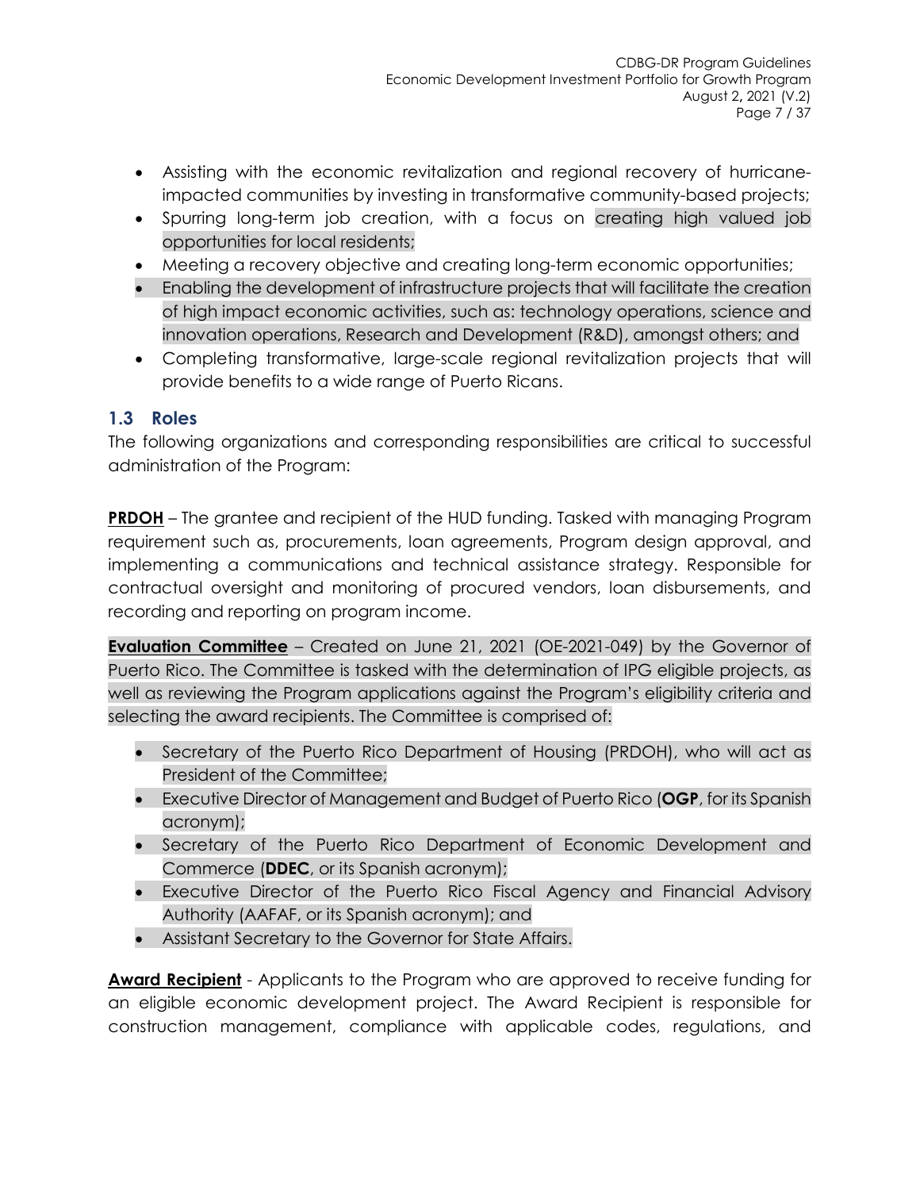- Assisting with the economic revitalization and regional recovery of hurricane-impacted communities by investing in transformative community-based projects;
- Spurring long-term job creation, with a focus on creating high valued job opportunities for local residents;
- Meeting a recovery objective and creating long-term economic opportunities;
- Enabling the development of infrastructure projects that will facilitate the creation of high impact economic activities, such as: technology operations, science and innovation operations, Research and Development (R&D), amongst others; and
- Completing transformative, large-scale regional revitalization projects that will provide benefits to a wide range of Puerto Ricans.

## 1.3 Roles

The following organizations and corresponding responsibilities are critical to successful administration of the Program:

**PRDOH** – The grantee and recipient of the HUD funding. Tasked with managing Program requirement such as, procurements, loan agreements, Program design approval, and implementing a communications and technical assistance strategy. Responsible for contractual oversight and monitoring of procured vendors, loan disbursements, and recording and reporting on program income.

**Evaluation Committee** – Created on June 21, 2021 (OE-2021-049) by the Governor of Puerto Rico. The Committee is tasked with the determination of IPG eligible projects, as well as reviewing the Program applications against the Program's eligibility criteria and selecting the award recipients. The Committee is comprised of:

- Secretary of the Puerto Rico Department of Housing (PRDOH), who will act as President of the Committee;
- Executive Director of Management and Budget of Puerto Rico (**OGP**, for its Spanish acronym);
- Secretary of the Puerto Rico Department of Economic Development and Commerce (**DDEC**, or its Spanish acronym);
- Executive Director of the Puerto Rico Fiscal Agency and Financial Advisory Authority (AAFAF, or its Spanish acronym); and
- Assistant Secretary to the Governor for State Affairs.

**Award Recipient** - Applicants to the Program who are approved to receive funding for an eligible economic development project. The Award Recipient is responsible for construction management, compliance with applicable codes, regulations, and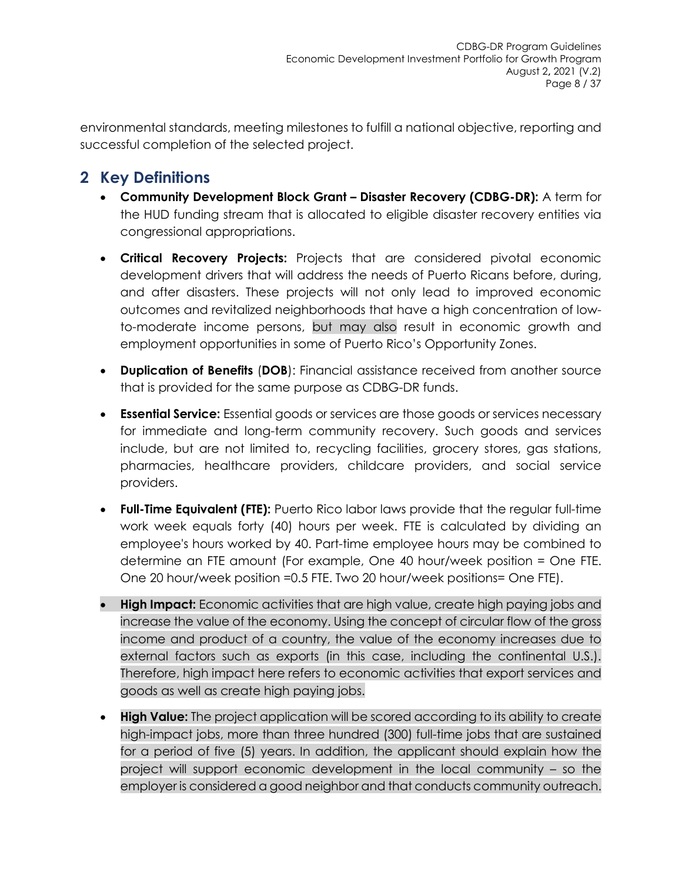environmental standards, meeting milestones to fulfill a national objective, reporting and successful completion of the selected project.

## 2 Key Definitions

- **Community Development Block Grant – Disaster Recovery (CDBG-DR):** A term for the HUD funding stream that is allocated to eligible disaster recovery entities via congressional appropriations.

- **Critical Recovery Projects:** Projects that are considered pivotal economic development drivers that will address the needs of Puerto Ricans before, during, and after disasters. These projects will not only lead to improved economic outcomes and revitalized neighborhoods that have a high concentration of low-to-moderate income persons, but may also result in economic growth and employment opportunities in some of Puerto Rico's Opportunity Zones.

- **Duplication of Benefits** (**DOB**): Financial assistance received from another source that is provided for the same purpose as CDBG-DR funds.

- **Essential Service:** Essential goods or services are those goods or services necessary for immediate and long-term community recovery. Such goods and services include, but are not limited to, recycling facilities, grocery stores, gas stations, pharmacies, healthcare providers, childcare providers, and social service providers.

- **Full-Time Equivalent (FTE):** Puerto Rico labor laws provide that the regular full-time work week equals forty (40) hours per week. FTE is calculated by dividing an employee's hours worked by 40. Part-time employee hours may be combined to determine an FTE amount (For example, One 40 hour/week position = One FTE. One 20 hour/week position =0.5 FTE. Two 20 hour/week positions= One FTE).

- **High Impact:** Economic activities that are high value, create high paying jobs and increase the value of the economy. Using the concept of circular flow of the gross income and product of a country, the value of the economy increases due to external factors such as exports (in this case, including the continental U.S.). Therefore, high impact here refers to economic activities that export services and goods as well as create high paying jobs.

- **High Value:** The project application will be scored according to its ability to create high-impact jobs, more than three hundred (300) full-time jobs that are sustained for a period of five (5) years. In addition, the applicant should explain how the project will support economic development in the local community – so the employer is considered a good neighbor and that conducts community outreach.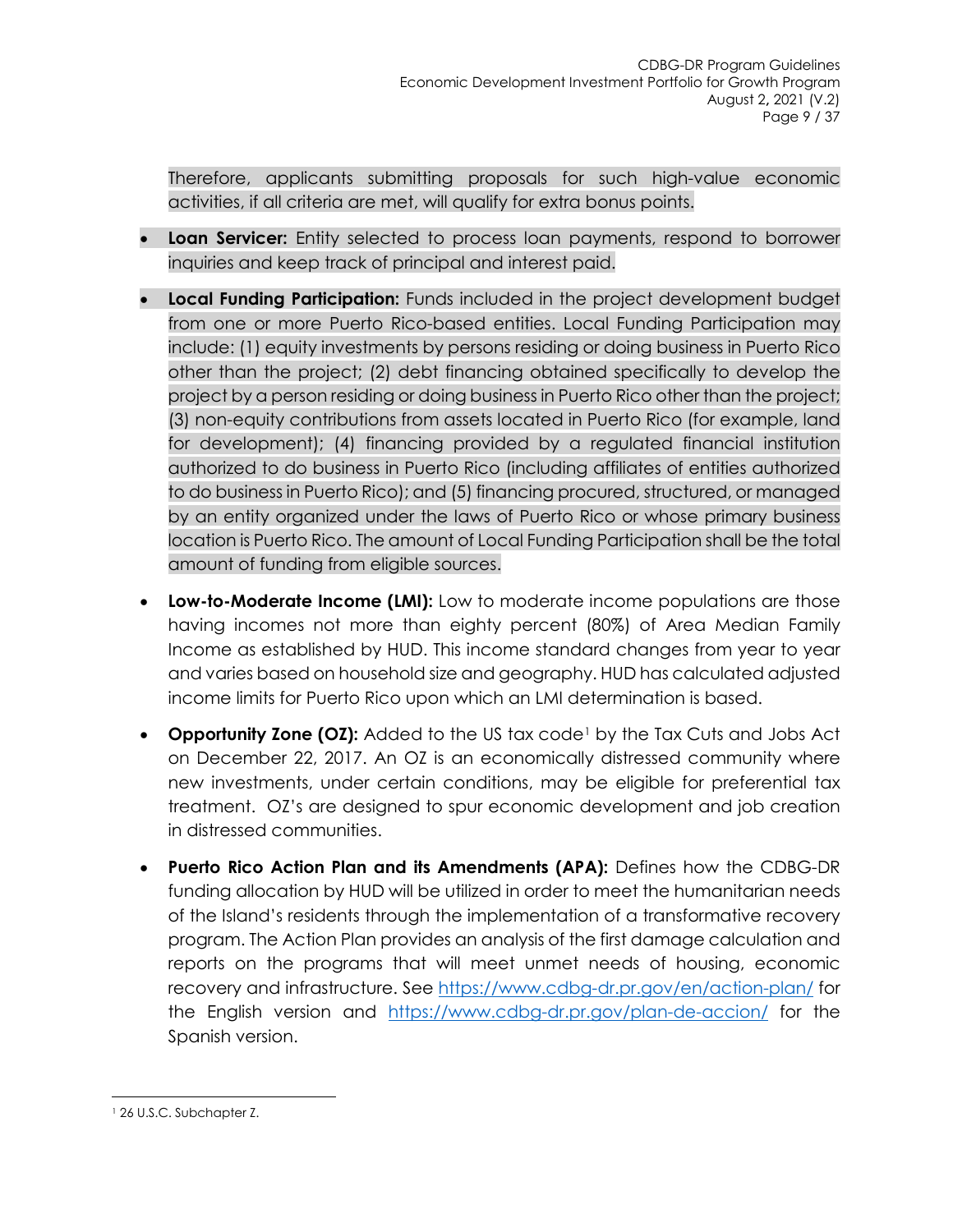Therefore, applicants submitting proposals for such high-value economic activities, if all criteria are met, will qualify for extra bonus points.

- **Loan Servicer:** Entity selected to process loan payments, respond to borrower inquiries and keep track of principal and interest paid.
- **Local Funding Participation:** Funds included in the project development budget from one or more Puerto Rico-based entities. Local Funding Participation may include: (1) equity investments by persons residing or doing business in Puerto Rico other than the project; (2) debt financing obtained specifically to develop the project by a person residing or doing business in Puerto Rico other than the project; (3) non-equity contributions from assets located in Puerto Rico (for example, land for development); (4) financing provided by a regulated financial institution authorized to do business in Puerto Rico (including affiliates of entities authorized to do business in Puerto Rico); and (5) financing procured, structured, or managed by an entity organized under the laws of Puerto Rico or whose primary business location is Puerto Rico. The amount of Local Funding Participation shall be the total amount of funding from eligible sources.
- **Low-to-Moderate Income (LMI):** Low to moderate income populations are those having incomes not more than eighty percent (80%) of Area Median Family Income as established by HUD. This income standard changes from year to year and varies based on household size and geography. HUD has calculated adjusted income limits for Puerto Rico upon which an LMI determination is based.
- **Opportunity Zone (OZ):** Added to the US tax code[1] by the Tax Cuts and Jobs Act on December 22, 2017. An OZ is an economically distressed community where new investments, under certain conditions, may be eligible for preferential tax treatment. OZ's are designed to spur economic development and job creation in distressed communities.
- **Puerto Rico Action Plan and its Amendments (APA):** Defines how the CDBG-DR funding allocation by HUD will be utilized in order to meet the humanitarian needs of the Island's residents through the implementation of a transformative recovery program. The Action Plan provides an analysis of the first damage calculation and reports on the programs that will meet unmet needs of housing, economic recovery and infrastructure. See https://www.cdbg-dr.pr.gov/en/action-plan/ for the English version and https://www.cdbg-dr.pr.gov/plan-de-accion/ for the Spanish version.

---

[1] 26 U.S.C. Subchapter Z.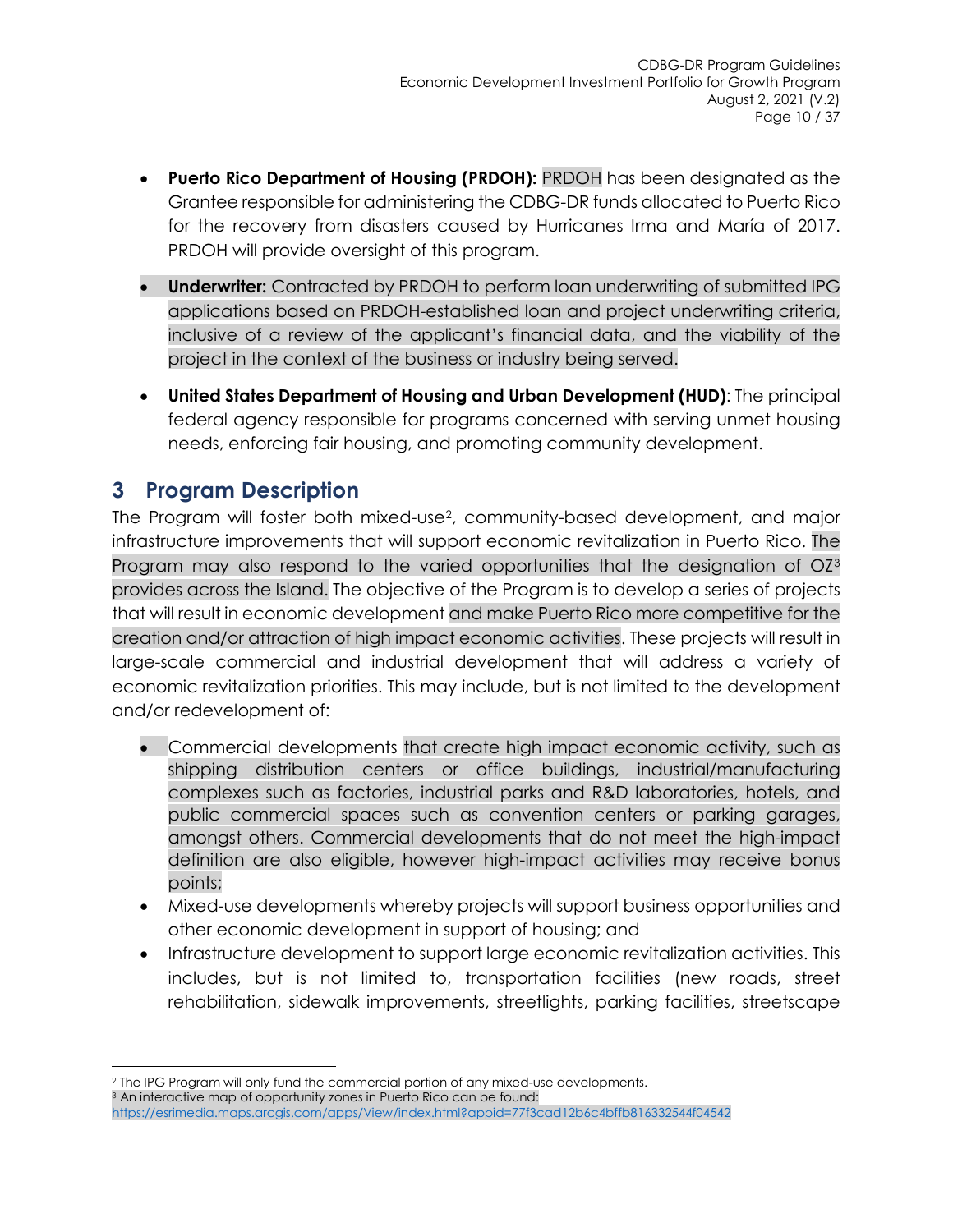- **Puerto Rico Department of Housing (PRDOH):** PRDOH has been designated as the Grantee responsible for administering the CDBG-DR funds allocated to Puerto Rico for the recovery from disasters caused by Hurricanes Irma and María of 2017. PRDOH will provide oversight of this program.
- **Underwriter:** Contracted by PRDOH to perform loan underwriting of submitted IPG applications based on PRDOH-established loan and project underwriting criteria, inclusive of a review of the applicant's financial data, and the viability of the project in the context of the business or industry being served.
- **United States Department of Housing and Urban Development (HUD)**: The principal federal agency responsible for programs concerned with serving unmet housing needs, enforcing fair housing, and promoting community development.

# 3 Program Description

The Program will foster both mixed-use[2], community-based development, and major infrastructure improvements that will support economic revitalization in Puerto Rico. The Program may also respond to the varied opportunities that the designation of OZ[3] provides across the Island. The objective of the Program is to develop a series of projects that will result in economic development and make Puerto Rico more competitive for the creation and/or attraction of high impact economic activities. These projects will result in large-scale commercial and industrial development that will address a variety of economic revitalization priorities. This may include, but is not limited to the development and/or redevelopment of:

- Commercial developments that create high impact economic activity, such as shipping distribution centers or office buildings, industrial/manufacturing complexes such as factories, industrial parks and R&D laboratories, hotels, and public commercial spaces such as convention centers or parking garages, amongst others. Commercial developments that do not meet the high-impact definition are also eligible, however high-impact activities may receive bonus points;
- Mixed-use developments whereby projects will support business opportunities and other economic development in support of housing; and
- Infrastructure development to support large economic revitalization activities. This includes, but is not limited to, transportation facilities (new roads, street rehabilitation, sidewalk improvements, streetlights, parking facilities, streetscape

[2] The IPG Program will only fund the commercial portion of any mixed-use developments.

[3] An interactive map of opportunity zones in Puerto Rico can be found: https://esrimedia.maps.arcgis.com/apps/View/index.html?appid=77f3cad12b6c4bffb816332544f04542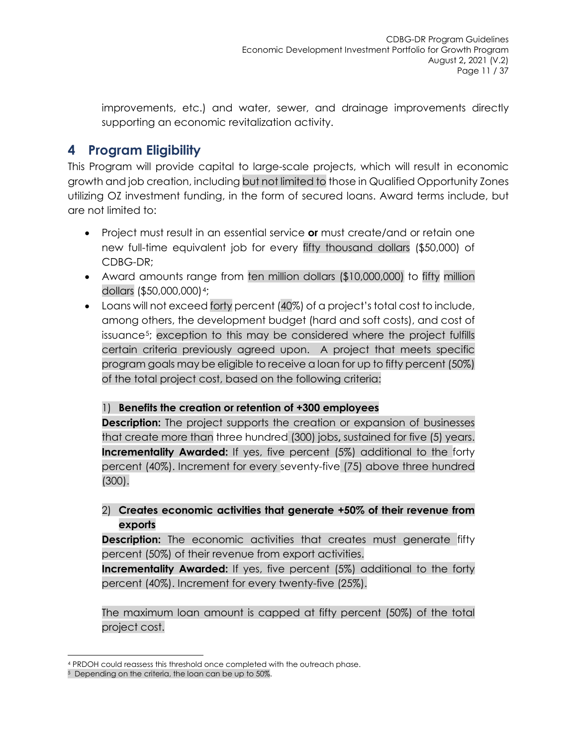improvements, etc.) and water, sewer, and drainage improvements directly supporting an economic revitalization activity.

# 4 Program Eligibility

This Program will provide capital to large-scale projects, which will result in economic growth and job creation, including but not limited to those in Qualified Opportunity Zones utilizing OZ investment funding, in the form of secured loans. Award terms include, but are not limited to:

- Project must result in an essential service **or** must create/and or retain one new full-time equivalent job for every fifty thousand dollars ($50,000) of CDBG-DR;
- Award amounts range from ten million dollars ($10,000,000) to fifty million dollars ($50,000,000)[4];
- Loans will not exceed forty percent (40%) of a project's total cost to include, among others, the development budget (hard and soft costs), and cost of issuance[5]; exception to this may be considered where the project fulfills certain criteria previously agreed upon. A project that meets specific program goals may be eligible to receive a loan for up to fifty percent (50%) of the total project cost, based on the following criteria:

  1) **Benefits the creation or retention of +300 employees**
  **Description:** The project supports the creation or expansion of businesses that create more than three hundred (300) jobs**,** sustained for five (5) years.
  **Incrementality Awarded:** If yes, five percent (5%) additional to the forty percent (40%). Increment for every seventy-five (75) above three hundred (300).

  2) **Creates economic activities that generate +50% of their revenue from exports**
  **Description:** The economic activities that creates must generate fifty percent (50%) of their revenue from export activities.
  **Incrementality Awarded:** If yes, five percent (5%) additional to the forty percent (40%). Increment for every twenty-five (25%).

  The maximum loan amount is capped at fifty percent (50%) of the total project cost.

---

[4] PRDOH could reassess this threshold once completed with the outreach phase.

[5] Depending on the criteria, the loan can be up to 50%.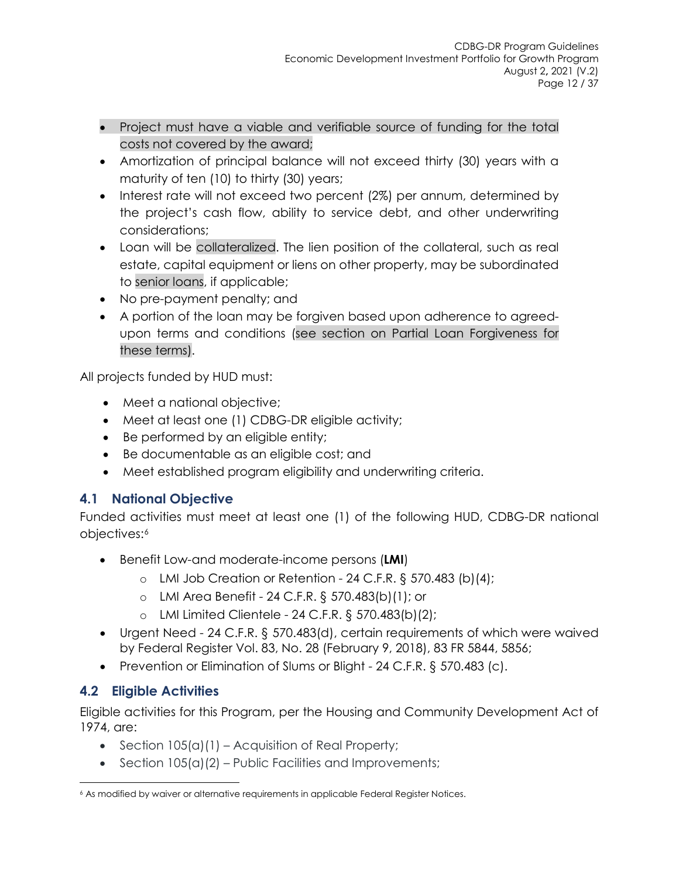- Project must have a viable and verifiable source of funding for the total costs not covered by the award;
- Amortization of principal balance will not exceed thirty (30) years with a maturity of ten (10) to thirty (30) years;
- Interest rate will not exceed two percent (2%) per annum, determined by the project's cash flow, ability to service debt, and other underwriting considerations;
- Loan will be collateralized. The lien position of the collateral, such as real estate, capital equipment or liens on other property, may be subordinated to senior loans, if applicable;
- No pre-payment penalty; and
- A portion of the loan may be forgiven based upon adherence to agreed-upon terms and conditions (see section on Partial Loan Forgiveness for these terms).

All projects funded by HUD must:

- Meet a national objective;
- Meet at least one (1) CDBG-DR eligible activity;
- Be performed by an eligible entity;
- Be documentable as an eligible cost; and
- Meet established program eligibility and underwriting criteria.

## 4.1 National Objective

Funded activities must meet at least one (1) of the following HUD, CDBG-DR national objectives:[6]

- Benefit Low-and moderate-income persons (**LMI**)
  - LMI Job Creation or Retention - 24 C.F.R. § 570.483 (b)(4);
  - LMI Area Benefit - 24 C.F.R. § 570.483(b)(1); or
  - LMI Limited Clientele - 24 C.F.R. § 570.483(b)(2);
- Urgent Need - 24 C.F.R. § 570.483(d), certain requirements of which were waived by Federal Register Vol. 83, No. 28 (February 9, 2018), 83 FR 5844, 5856;
- Prevention or Elimination of Slums or Blight - 24 C.F.R. § 570.483 (c).

## 4.2 Eligible Activities

Eligible activities for this Program, per the Housing and Community Development Act of 1974, are:

- Section 105(a)(1) – Acquisition of Real Property;
- Section 105(a)(2) – Public Facilities and Improvements;

[6] As modified by waiver or alternative requirements in applicable Federal Register Notices.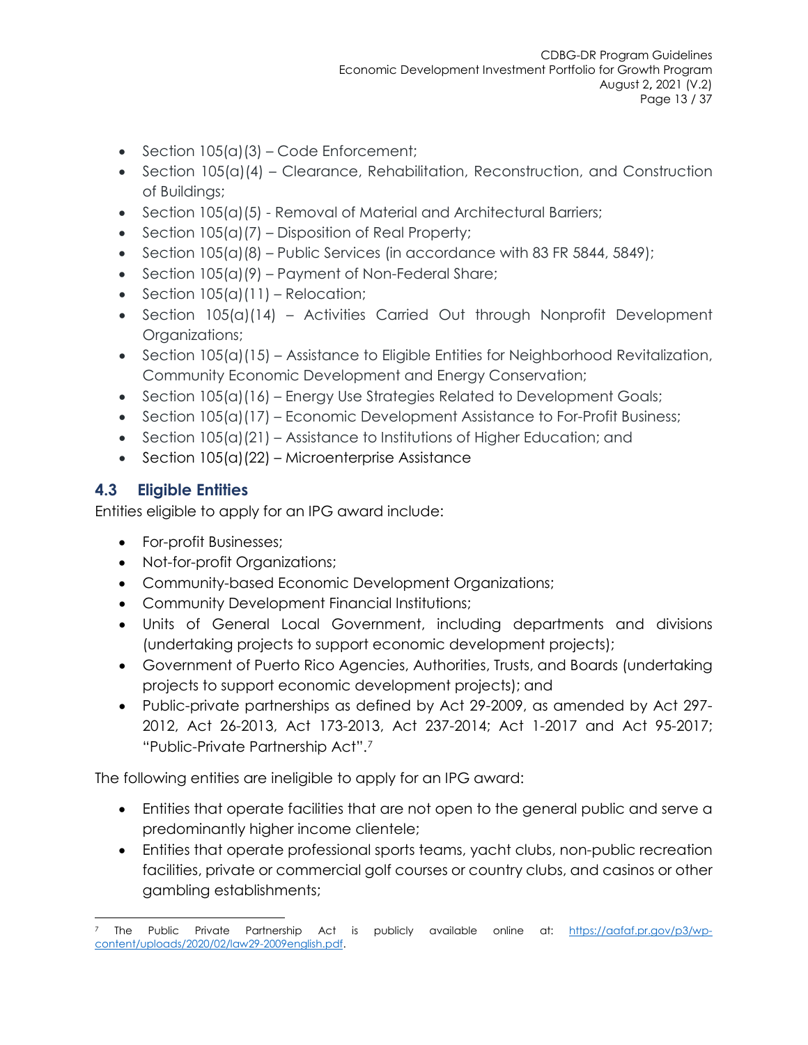- Section 105(a)(3) – Code Enforcement;
- Section 105(a)(4) – Clearance, Rehabilitation, Reconstruction, and Construction of Buildings;
- Section 105(a)(5) - Removal of Material and Architectural Barriers;
- Section 105(a)(7) – Disposition of Real Property;
- Section 105(a)(8) – Public Services (in accordance with 83 FR 5844, 5849);
- Section 105(a)(9) – Payment of Non-Federal Share;
- Section 105(a)(11) – Relocation;
- Section 105(a)(14) – Activities Carried Out through Nonprofit Development Organizations;
- Section 105(a)(15) – Assistance to Eligible Entities for Neighborhood Revitalization, Community Economic Development and Energy Conservation;
- Section 105(a)(16) – Energy Use Strategies Related to Development Goals;
- Section 105(a)(17) – Economic Development Assistance to For-Profit Business;
- Section 105(a)(21) – Assistance to Institutions of Higher Education; and
- Section 105(a)(22) – Microenterprise Assistance

## 4.3 Eligible Entities

Entities eligible to apply for an IPG award include:

- For-profit Businesses;
- Not-for-profit Organizations;
- Community-based Economic Development Organizations;
- Community Development Financial Institutions;
- Units of General Local Government, including departments and divisions (undertaking projects to support economic development projects);
- Government of Puerto Rico Agencies, Authorities, Trusts, and Boards (undertaking projects to support economic development projects); and
- Public-private partnerships as defined by Act 29-2009, as amended by Act 297-2012, Act 26-2013, Act 173-2013, Act 237-2014; Act 1-2017 and Act 95-2017; "Public-Private Partnership Act".[7]

The following entities are ineligible to apply for an IPG award:

- Entities that operate facilities that are not open to the general public and serve a predominantly higher income clientele;
- Entities that operate professional sports teams, yacht clubs, non-public recreation facilities, private or commercial golf courses or country clubs, and casinos or other gambling establishments;

[7] The Public Private Partnership Act is publicly available online at: https://aafaf.pr.gov/p3/wp-content/uploads/2020/02/law29-2009english.pdf.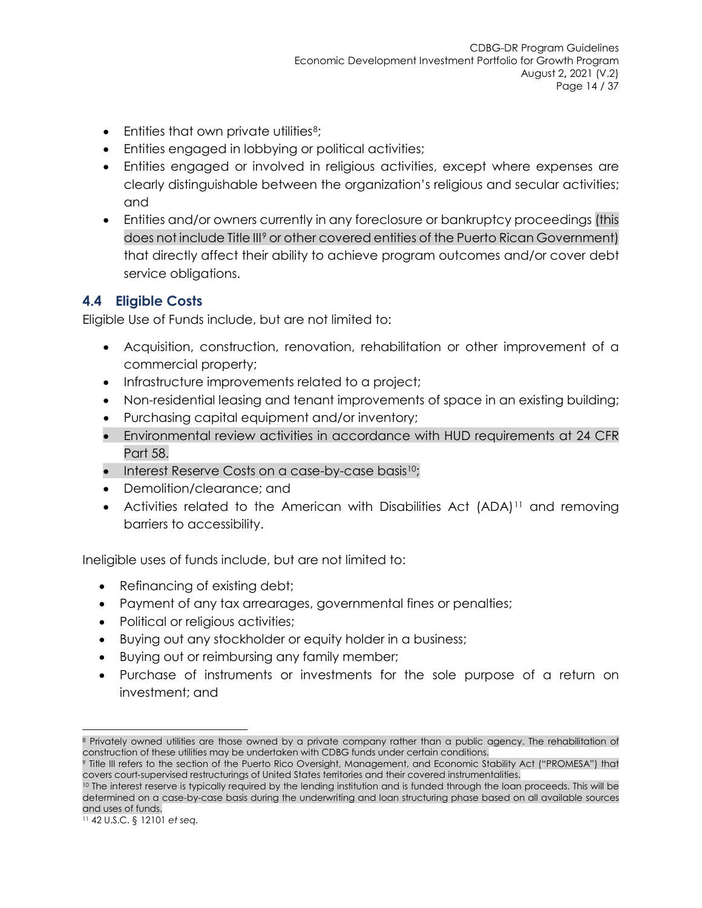- Entities that own private utilities[8];
- Entities engaged in lobbying or political activities;
- Entities engaged or involved in religious activities, except where expenses are clearly distinguishable between the organization's religious and secular activities; and
- Entities and/or owners currently in any foreclosure or bankruptcy proceedings (this does not include Title III[9] or other covered entities of the Puerto Rican Government) that directly affect their ability to achieve program outcomes and/or cover debt service obligations.

## 4.4 Eligible Costs

Eligible Use of Funds include, but are not limited to:

- Acquisition, construction, renovation, rehabilitation or other improvement of a commercial property;
- Infrastructure improvements related to a project;
- Non-residential leasing and tenant improvements of space in an existing building;
- Purchasing capital equipment and/or inventory;
- Environmental review activities in accordance with HUD requirements at 24 CFR Part 58.
- Interest Reserve Costs on a case-by-case basis[10];
- Demolition/clearance; and
- Activities related to the American with Disabilities Act (ADA)[11] and removing barriers to accessibility.

Ineligible uses of funds include, but are not limited to:

- Refinancing of existing debt;
- Payment of any tax arrearages, governmental fines or penalties;
- Political or religious activities;
- Buying out any stockholder or equity holder in a business;
- Buying out or reimbursing any family member;
- Purchase of instruments or investments for the sole purpose of a return on investment; and

---

[8] Privately owned utilities are those owned by a private company rather than a public agency. The rehabilitation of construction of these utilities may be undertaken with CDBG funds under certain conditions.

[9] Title III refers to the section of the Puerto Rico Oversight, Management, and Economic Stability Act ("PROMESA") that covers court-supervised restructurings of United States territories and their covered instrumentalities.

[10] The interest reserve is typically required by the lending institution and is funded through the loan proceeds. This will be determined on a case-by-case basis during the underwriting and loan structuring phase based on all available sources and uses of funds.

[11] 42 U.S.C. § 12101 *et seq.*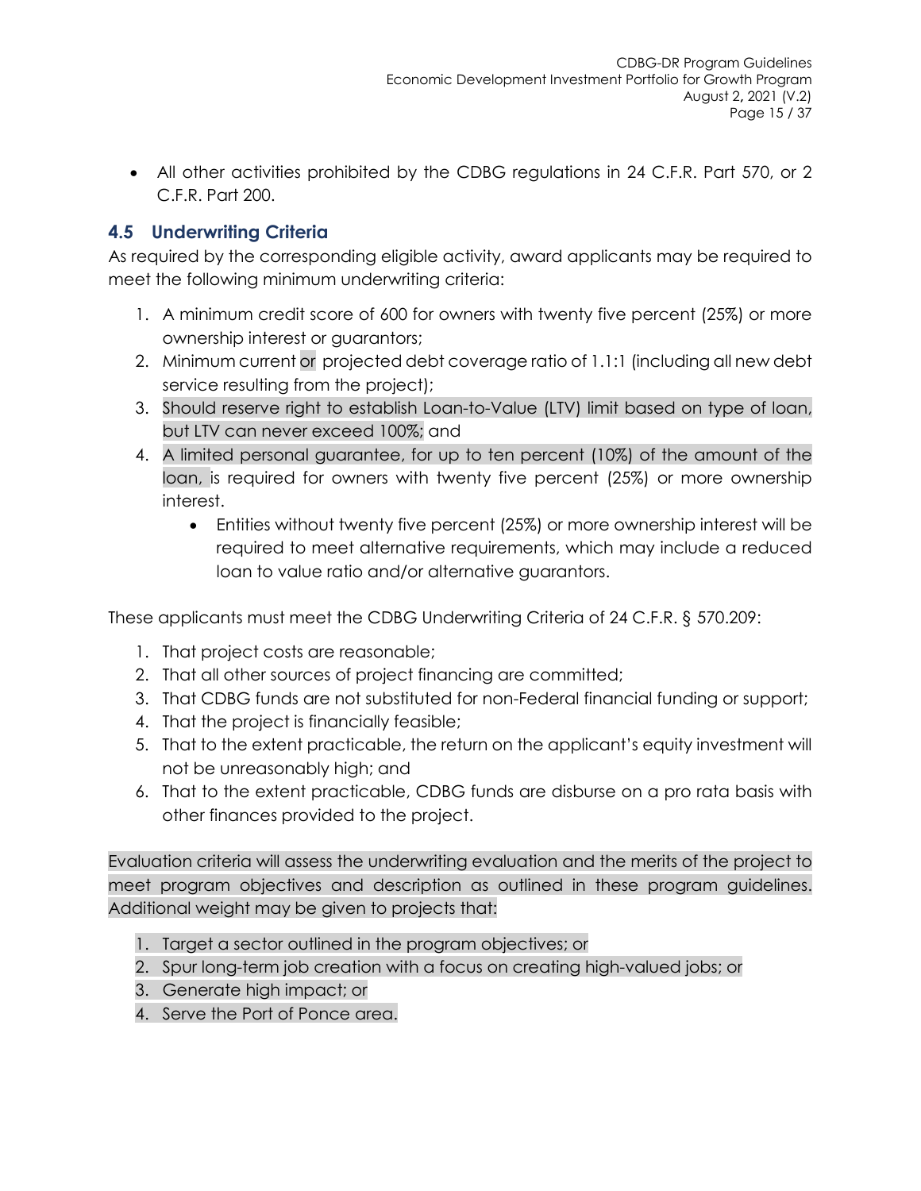- All other activities prohibited by the CDBG regulations in 24 C.F.R. Part 570, or 2 C.F.R. Part 200.

## 4.5 Underwriting Criteria

As required by the corresponding eligible activity, award applicants may be required to meet the following minimum underwriting criteria:

1. A minimum credit score of 600 for owners with twenty five percent (25%) or more ownership interest or guarantors;
2. Minimum current or projected debt coverage ratio of 1.1:1 (including all new debt service resulting from the project);
3. Should reserve right to establish Loan-to-Value (LTV) limit based on type of loan, but LTV can never exceed 100%; and
4. A limited personal guarantee, for up to ten percent (10%) of the amount of the loan, is required for owners with twenty five percent (25%) or more ownership interest.
   - Entities without twenty five percent (25%) or more ownership interest will be required to meet alternative requirements, which may include a reduced loan to value ratio and/or alternative guarantors.

These applicants must meet the CDBG Underwriting Criteria of 24 C.F.R. § 570.209:

1. That project costs are reasonable;
2. That all other sources of project financing are committed;
3. That CDBG funds are not substituted for non-Federal financial funding or support;
4. That the project is financially feasible;
5. That to the extent practicable, the return on the applicant's equity investment will not be unreasonably high; and
6. That to the extent practicable, CDBG funds are disburse on a pro rata basis with other finances provided to the project.

Evaluation criteria will assess the underwriting evaluation and the merits of the project to meet program objectives and description as outlined in these program guidelines. Additional weight may be given to projects that:

1. Target a sector outlined in the program objectives; or
2. Spur long-term job creation with a focus on creating high-valued jobs; or
3. Generate high impact; or
4. Serve the Port of Ponce area.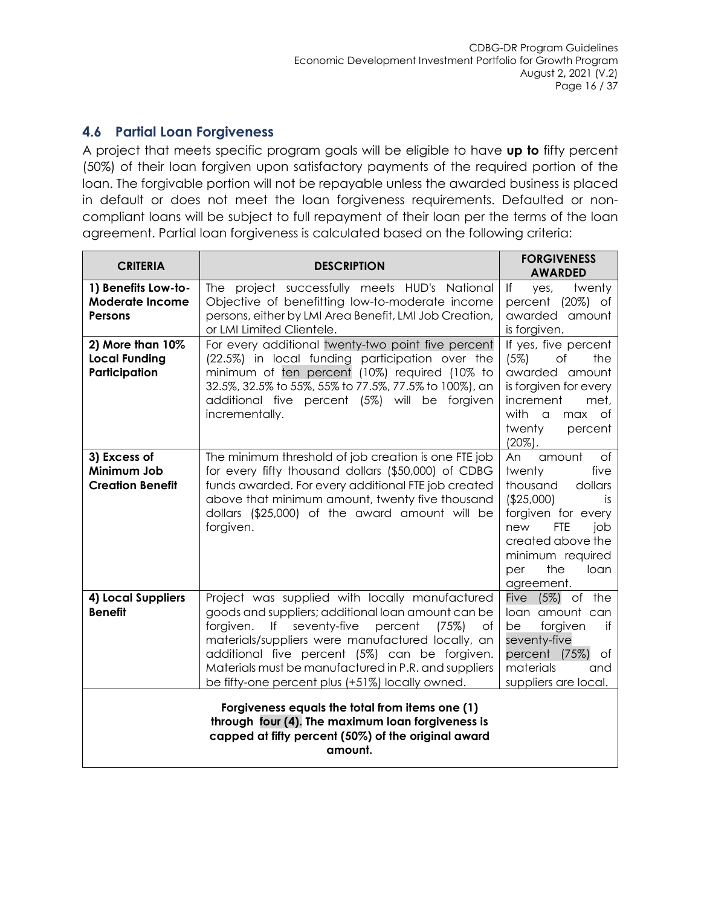## 4.6 Partial Loan Forgiveness

A project that meets specific program goals will be eligible to have **up to** fifty percent (50%) of their loan forgiven upon satisfactory payments of the required portion of the loan. The forgivable portion will not be repayable unless the awarded business is placed in default or does not meet the loan forgiveness requirements. Defaulted or non-compliant loans will be subject to full repayment of their loan per the terms of the loan agreement. Partial loan forgiveness is calculated based on the following criteria:

| CRITERIA | DESCRIPTION | FORGIVENESS AWARDED |
|---|---|---|
| **1) Benefits Low-to-Moderate Income Persons** | The project successfully meets HUD's National Objective of benefitting low-to-moderate income persons, either by LMI Area Benefit, LMI Job Creation, or LMI Limited Clientele. | If yes, twenty percent (20%) of awarded amount is forgiven. |
| **2) More than 10% Local Funding Participation** | For every additional twenty-two point five percent (22.5%) in local funding participation over the minimum of ten percent (10%) required (10% to 32.5%, 32.5% to 55%, 55% to 77.5%, 77.5% to 100%), an additional five percent (5%) will be forgiven incrementally. | If yes, five percent (5%) of the awarded amount is forgiven for every increment met, with a max of twenty percent (20%). |
| **3) Excess of Minimum Job Creation Benefit** | The minimum threshold of job creation is one FTE job for every fifty thousand dollars ($50,000) of CDBG funds awarded. For every additional FTE job created above that minimum amount, twenty five thousand dollars ($25,000) of the award amount will be forgiven. | An amount of twenty five thousand dollars ($25,000) is forgiven for every new FTE job created above the minimum required per the loan agreement. |
| **4) Local Suppliers Benefit** | Project was supplied with locally manufactured goods and suppliers; additional loan amount can be forgiven. If seventy-five percent (75%) of materials/suppliers were manufactured locally, an additional five percent (5%) can be forgiven. Materials must be manufactured in P.R. and suppliers be fifty-one percent plus (+51%) locally owned. | Five (5%) of the loan amount can be forgiven if seventy-five percent (75%) of materials and suppliers are local. |
| **Forgiveness equals the total from items one (1) through four (4). The maximum loan forgiveness is capped at fifty percent (50%) of the original award amount.** | | |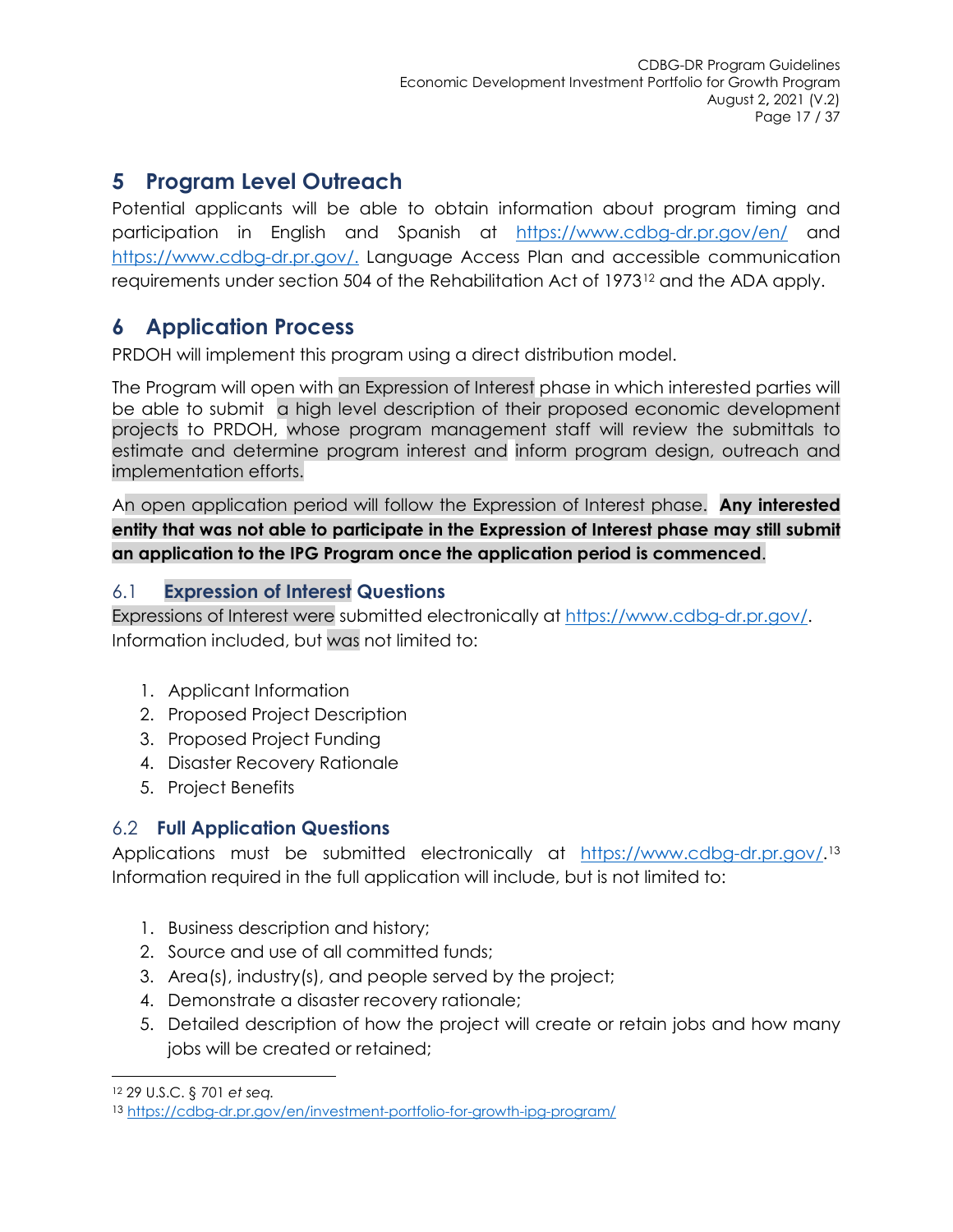# 5 Program Level Outreach

Potential applicants will be able to obtain information about program timing and participation in English and Spanish at https://www.cdbg-dr.pr.gov/en/ and https://www.cdbg-dr.pr.gov/. Language Access Plan and accessible communication requirements under section 504 of the Rehabilitation Act of 1973[12] and the ADA apply.

# 6 Application Process

PRDOH will implement this program using a direct distribution model.

The Program will open with an Expression of Interest phase in which interested parties will be able to submit a high level description of their proposed economic development projects to PRDOH, whose program management staff will review the submittals to estimate and determine program interest and inform program design, outreach and implementation efforts.

An open application period will follow the Expression of Interest phase. **Any interested entity that was not able to participate in the Expression of Interest phase may still submit an application to the IPG Program once the application period is commenced**.

## 6.1 Expression of Interest Questions

Expressions of Interest were submitted electronically at https://www.cdbg-dr.pr.gov/. Information included, but was not limited to:

1. Applicant Information
2. Proposed Project Description
3. Proposed Project Funding
4. Disaster Recovery Rationale
5. Project Benefits

## 6.2 Full Application Questions

Applications must be submitted electronically at https://www.cdbg-dr.pr.gov/.[13] Information required in the full application will include, but is not limited to:

1. Business description and history;
2. Source and use of all committed funds;
3. Area(s), industry(s), and people served by the project;
4. Demonstrate a disaster recovery rationale;
5. Detailed description of how the project will create or retain jobs and how many jobs will be created or retained;

---

[12] 29 U.S.C. § 701 *et seq.*

[13] https://cdbg-dr.pr.gov/en/investment-portfolio-for-growth-ipg-program/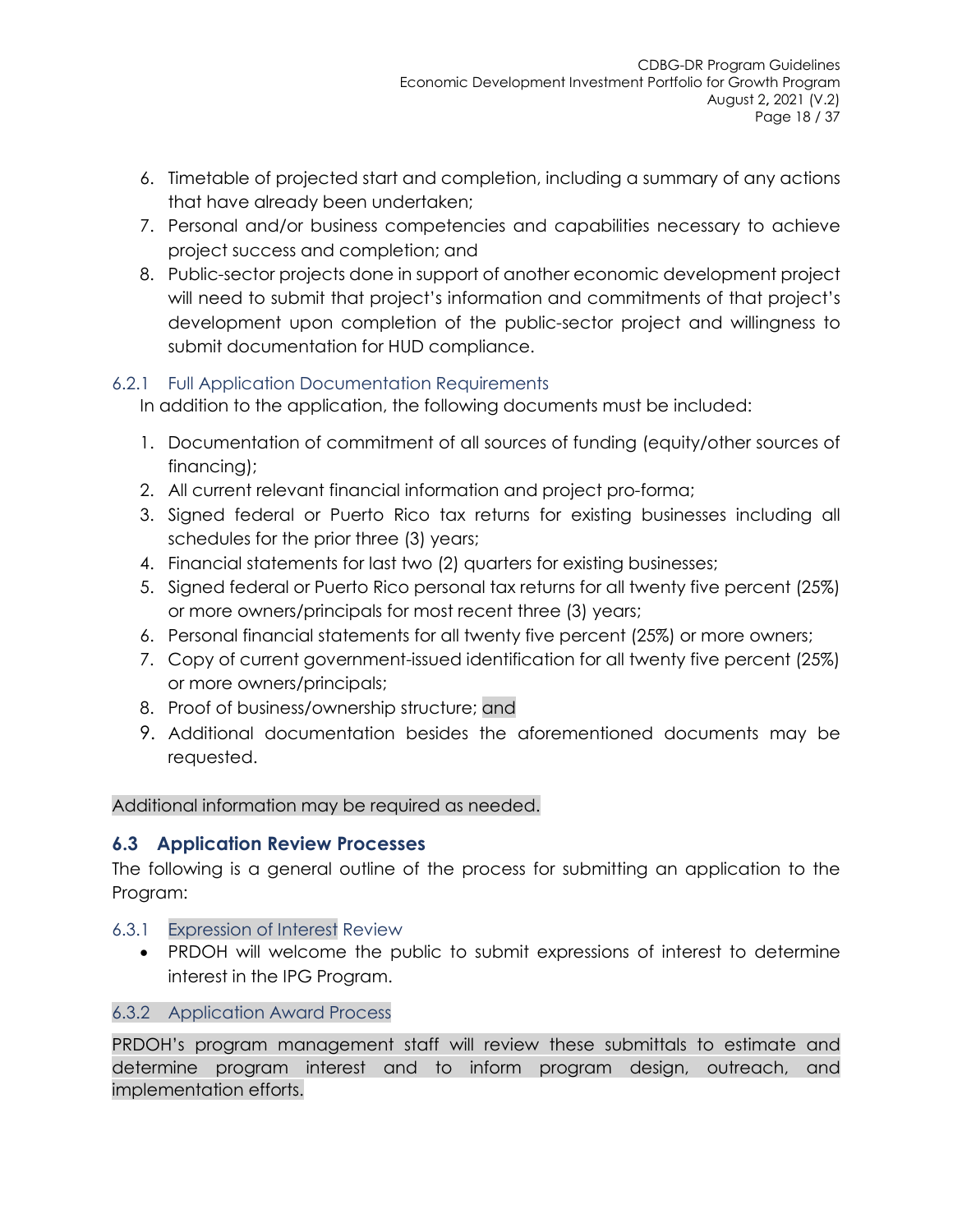6. Timetable of projected start and completion, including a summary of any actions that have already been undertaken;
7. Personal and/or business competencies and capabilities necessary to achieve project success and completion; and
8. Public-sector projects done in support of another economic development project will need to submit that project's information and commitments of that project's development upon completion of the public-sector project and willingness to submit documentation for HUD compliance.

### 6.2.1 Full Application Documentation Requirements

In addition to the application, the following documents must be included:

1. Documentation of commitment of all sources of funding (equity/other sources of financing);
2. All current relevant financial information and project pro-forma;
3. Signed federal or Puerto Rico tax returns for existing businesses including all schedules for the prior three (3) years;
4. Financial statements for last two (2) quarters for existing businesses;
5. Signed federal or Puerto Rico personal tax returns for all twenty five percent (25%) or more owners/principals for most recent three (3) years;
6. Personal financial statements for all twenty five percent (25%) or more owners;
7. Copy of current government-issued identification for all twenty five percent (25%) or more owners/principals;
8. Proof of business/ownership structure; and
9. Additional documentation besides the aforementioned documents may be requested.

Additional information may be required as needed.

## 6.3 Application Review Processes

The following is a general outline of the process for submitting an application to the Program:

### 6.3.1 Expression of Interest Review

- PRDOH will welcome the public to submit expressions of interest to determine interest in the IPG Program.

### 6.3.2 Application Award Process

PRDOH's program management staff will review these submittals to estimate and determine program interest and to inform program design, outreach, and implementation efforts.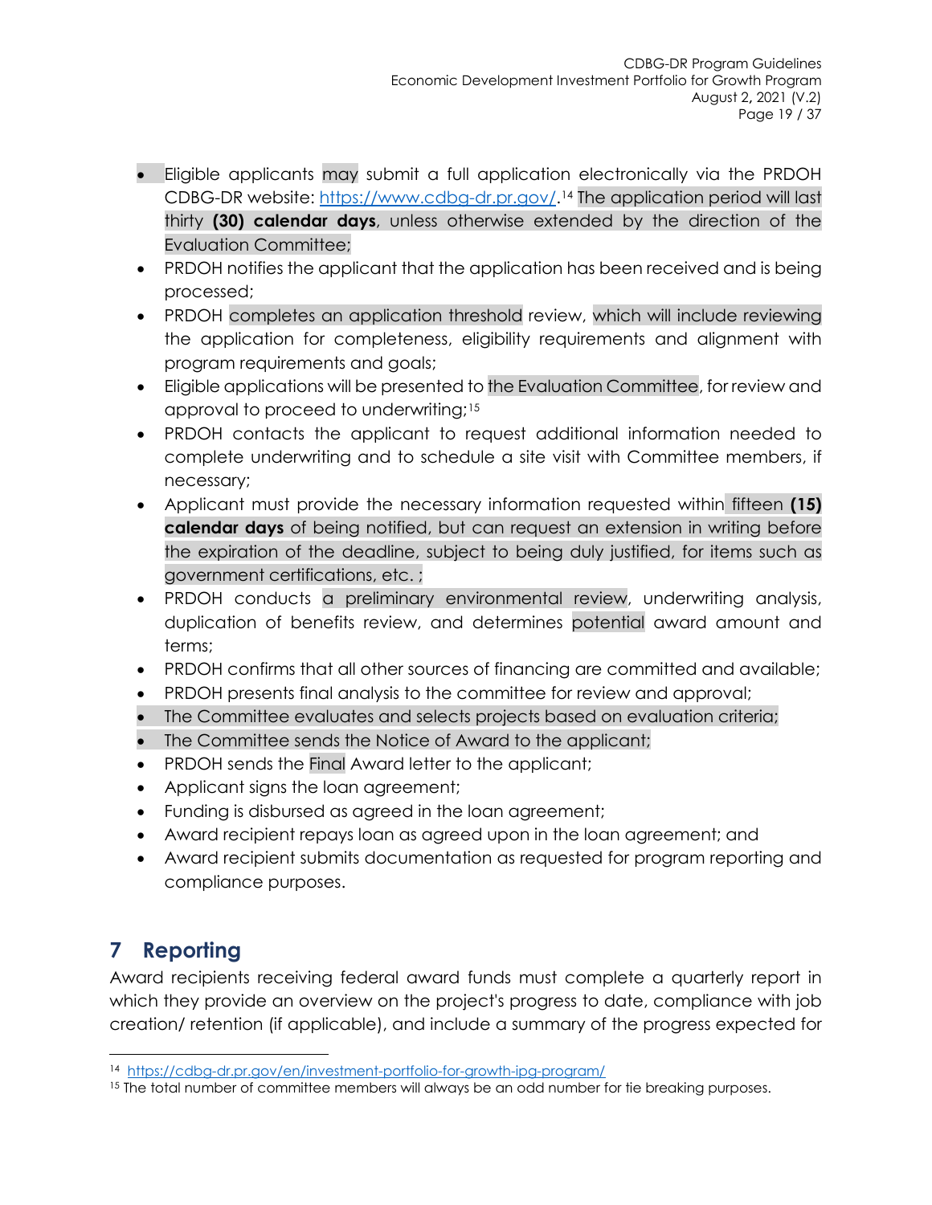- Eligible applicants may submit a full application electronically via the PRDOH CDBG-DR website: https://www.cdbg-dr.pr.gov/.[14] The application period will last thirty **(30) calendar days**, unless otherwise extended by the direction of the Evaluation Committee;
- PRDOH notifies the applicant that the application has been received and is being processed;
- PRDOH completes an application threshold review, which will include reviewing the application for completeness, eligibility requirements and alignment with program requirements and goals;
- Eligible applications will be presented to the Evaluation Committee, for review and approval to proceed to underwriting;[15]
- PRDOH contacts the applicant to request additional information needed to complete underwriting and to schedule a site visit with Committee members, if necessary;
- Applicant must provide the necessary information requested within fifteen **(15) calendar days** of being notified, but can request an extension in writing before the expiration of the deadline, subject to being duly justified, for items such as government certifications, etc. ;
- PRDOH conducts a preliminary environmental review, underwriting analysis, duplication of benefits review, and determines potential award amount and terms;
- PRDOH confirms that all other sources of financing are committed and available;
- PRDOH presents final analysis to the committee for review and approval;
- The Committee evaluates and selects projects based on evaluation criteria;
- The Committee sends the Notice of Award to the applicant;
- PRDOH sends the Final Award letter to the applicant;
- Applicant signs the loan agreement;
- Funding is disbursed as agreed in the loan agreement;
- Award recipient repays loan as agreed upon in the loan agreement; and
- Award recipient submits documentation as requested for program reporting and compliance purposes.

# 7 Reporting

Award recipients receiving federal award funds must complete a quarterly report in which they provide an overview on the project's progress to date, compliance with job creation/ retention (if applicable), and include a summary of the progress expected for

---

[14] https://cdbg-dr.pr.gov/en/investment-portfolio-for-growth-ipg-program/

[15] The total number of committee members will always be an odd number for tie breaking purposes.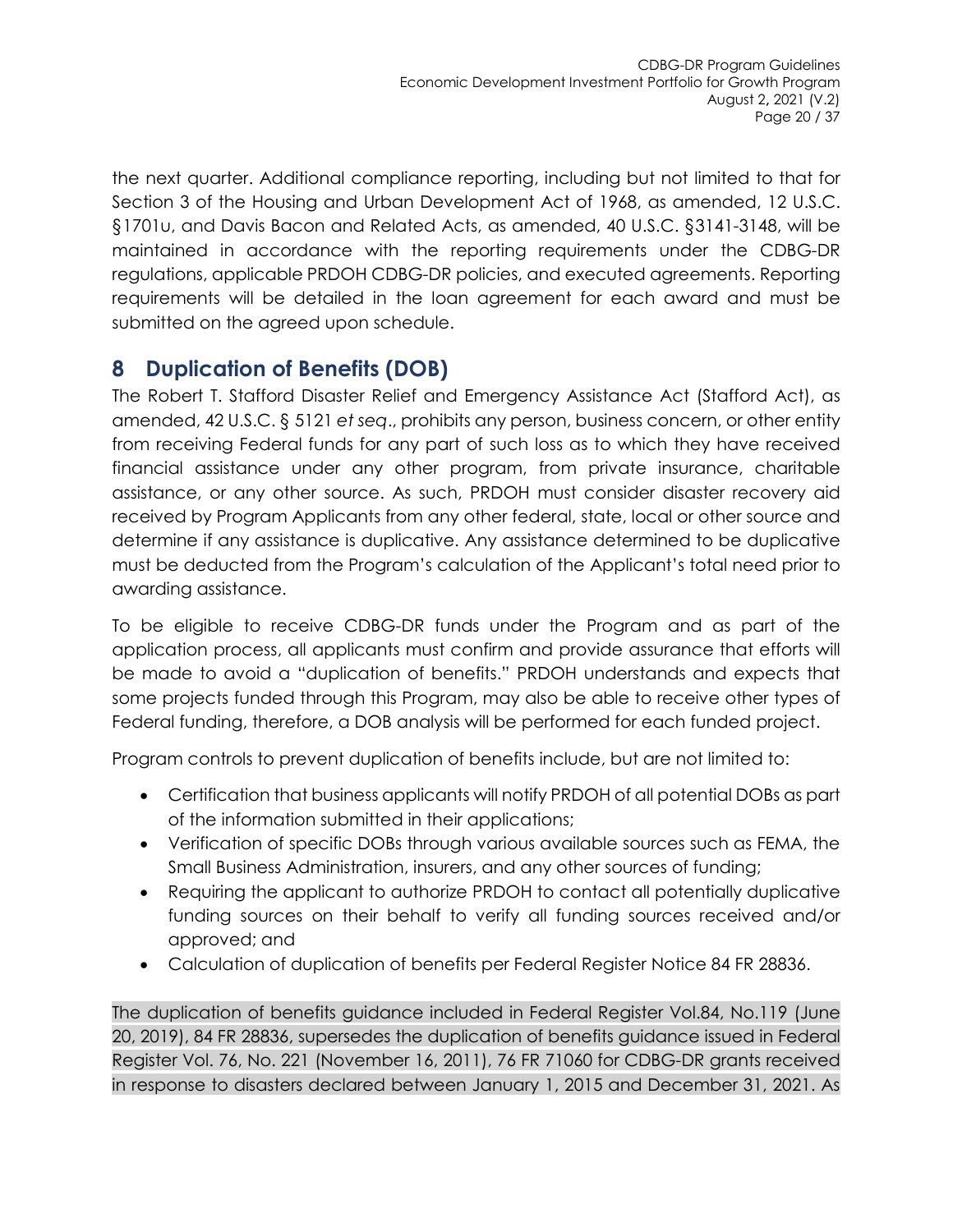the next quarter. Additional compliance reporting, including but not limited to that for Section 3 of the Housing and Urban Development Act of 1968, as amended, 12 U.S.C. §1701u, and Davis Bacon and Related Acts, as amended, 40 U.S.C. §3141-3148, will be maintained in accordance with the reporting requirements under the CDBG-DR regulations, applicable PRDOH CDBG-DR policies, and executed agreements. Reporting requirements will be detailed in the loan agreement for each award and must be submitted on the agreed upon schedule.

# 8 Duplication of Benefits (DOB)

The Robert T. Stafford Disaster Relief and Emergency Assistance Act (Stafford Act), as amended, 42 U.S.C. § 5121 *et seq*., prohibits any person, business concern, or other entity from receiving Federal funds for any part of such loss as to which they have received financial assistance under any other program, from private insurance, charitable assistance, or any other source. As such, PRDOH must consider disaster recovery aid received by Program Applicants from any other federal, state, local or other source and determine if any assistance is duplicative. Any assistance determined to be duplicative must be deducted from the Program's calculation of the Applicant's total need prior to awarding assistance.

To be eligible to receive CDBG-DR funds under the Program and as part of the application process, all applicants must confirm and provide assurance that efforts will be made to avoid a "duplication of benefits." PRDOH understands and expects that some projects funded through this Program, may also be able to receive other types of Federal funding, therefore, a DOB analysis will be performed for each funded project.

Program controls to prevent duplication of benefits include, but are not limited to:

- Certification that business applicants will notify PRDOH of all potential DOBs as part of the information submitted in their applications;
- Verification of specific DOBs through various available sources such as FEMA, the Small Business Administration, insurers, and any other sources of funding;
- Requiring the applicant to authorize PRDOH to contact all potentially duplicative funding sources on their behalf to verify all funding sources received and/or approved; and
- Calculation of duplication of benefits per Federal Register Notice 84 FR 28836.

The duplication of benefits guidance included in Federal Register Vol.84, No.119 (June 20, 2019), 84 FR 28836, supersedes the duplication of benefits guidance issued in Federal Register Vol. 76, No. 221 (November 16, 2011), 76 FR 71060 for CDBG-DR grants received in response to disasters declared between January 1, 2015 and December 31, 2021. As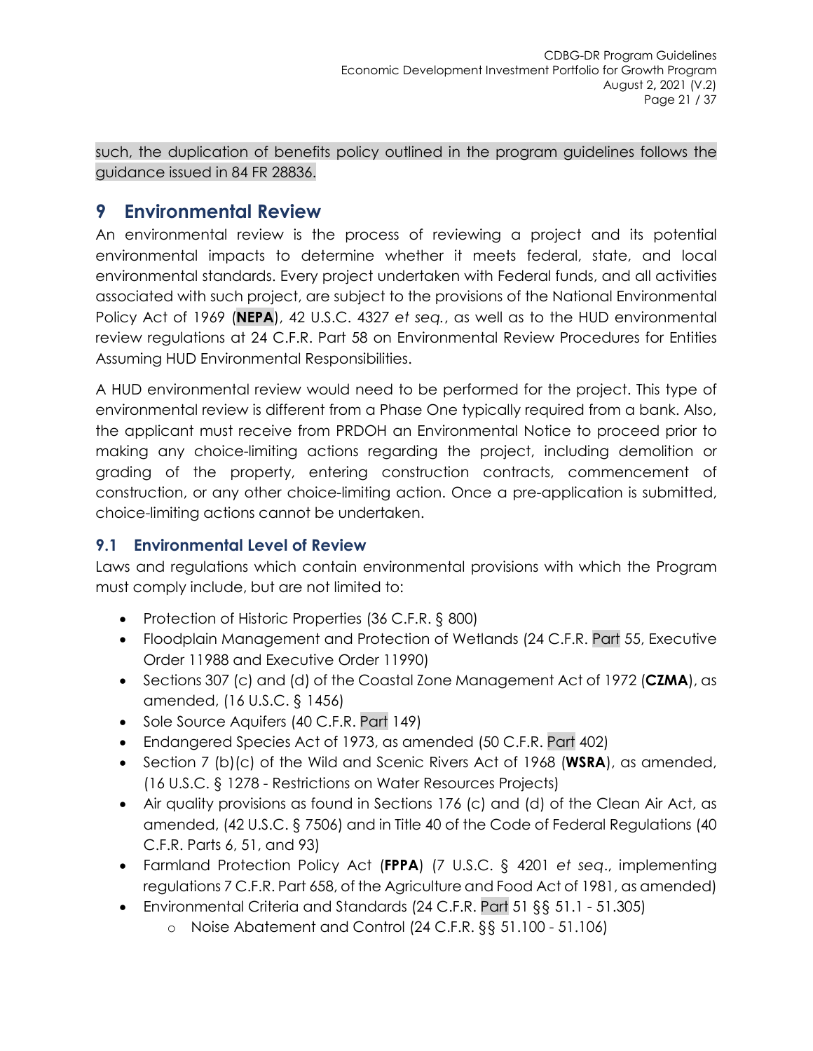such, the duplication of benefits policy outlined in the program guidelines follows the guidance issued in 84 FR 28836.

# 9 Environmental Review

An environmental review is the process of reviewing a project and its potential environmental impacts to determine whether it meets federal, state, and local environmental standards. Every project undertaken with Federal funds, and all activities associated with such project, are subject to the provisions of the National Environmental Policy Act of 1969 (**NEPA**), 42 U.S.C. 4327 *et seq.*, as well as to the HUD environmental review regulations at 24 C.F.R. Part 58 on Environmental Review Procedures for Entities Assuming HUD Environmental Responsibilities.

A HUD environmental review would need to be performed for the project. This type of environmental review is different from a Phase One typically required from a bank. Also, the applicant must receive from PRDOH an Environmental Notice to proceed prior to making any choice-limiting actions regarding the project, including demolition or grading of the property, entering construction contracts, commencement of construction, or any other choice-limiting action. Once a pre-application is submitted, choice-limiting actions cannot be undertaken.

## 9.1 Environmental Level of Review

Laws and regulations which contain environmental provisions with which the Program must comply include, but are not limited to:

- Protection of Historic Properties (36 C.F.R. § 800)
- Floodplain Management and Protection of Wetlands (24 C.F.R. Part 55, Executive Order 11988 and Executive Order 11990)
- Sections 307 (c) and (d) of the Coastal Zone Management Act of 1972 (**CZMA**), as amended, (16 U.S.C. § 1456)
- Sole Source Aquifers (40 C.F.R. Part 149)
- Endangered Species Act of 1973, as amended (50 C.F.R. Part 402)
- Section 7 (b)(c) of the Wild and Scenic Rivers Act of 1968 (**WSRA**), as amended, (16 U.S.C. § 1278 - Restrictions on Water Resources Projects)
- Air quality provisions as found in Sections 176 (c) and (d) of the Clean Air Act, as amended, (42 U.S.C. § 7506) and in Title 40 of the Code of Federal Regulations (40 C.F.R. Parts 6, 51, and 93)
- Farmland Protection Policy Act (**FPPA**) (7 U.S.C. § 4201 *et seq*., implementing regulations 7 C.F.R. Part 658, of the Agriculture and Food Act of 1981, as amended)
- Environmental Criteria and Standards (24 C.F.R. Part 51 §§ 51.1 - 51.305)
    - Noise Abatement and Control (24 C.F.R. §§ 51.100 - 51.106)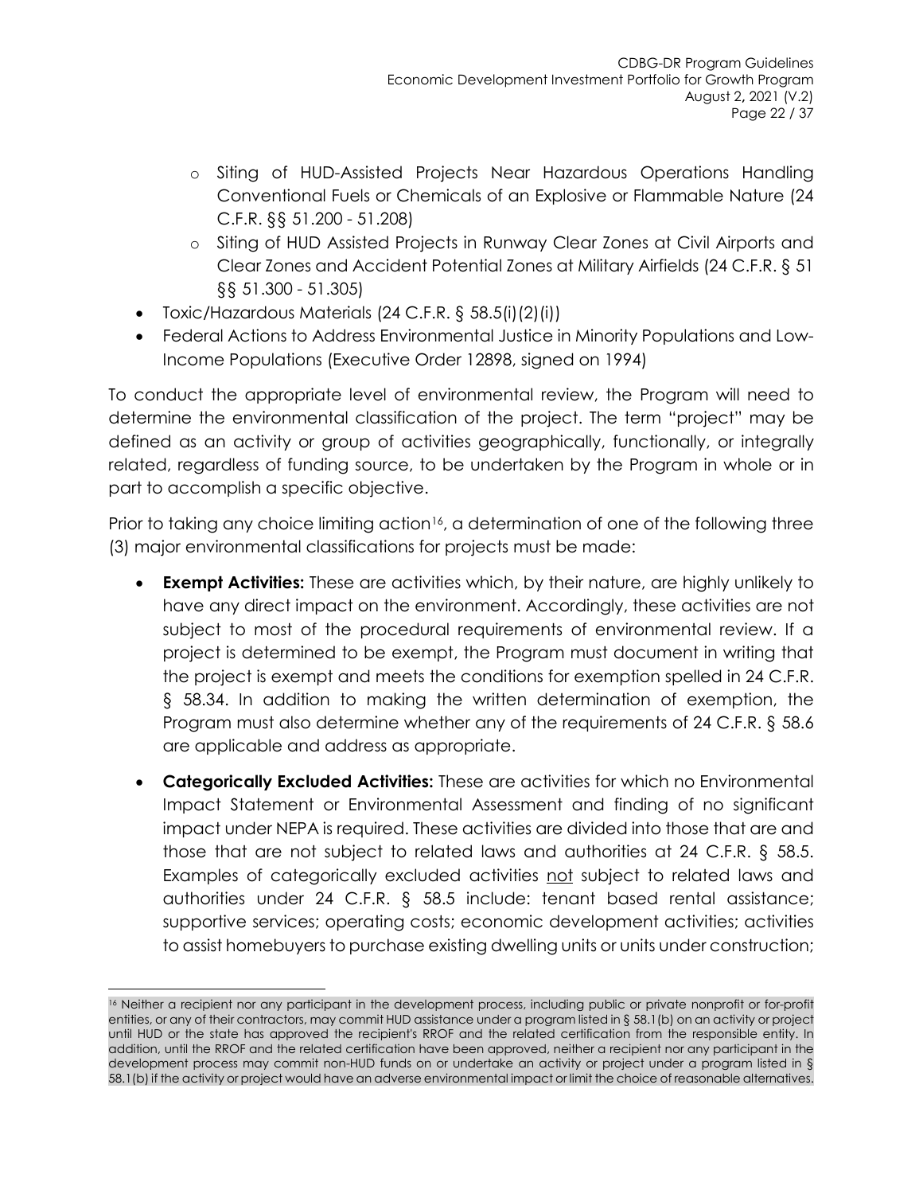- Siting of HUD-Assisted Projects Near Hazardous Operations Handling Conventional Fuels or Chemicals of an Explosive or Flammable Nature (24 C.F.R. §§ 51.200 - 51.208)
  - Siting of HUD Assisted Projects in Runway Clear Zones at Civil Airports and Clear Zones and Accident Potential Zones at Military Airfields (24 C.F.R. § 51 §§ 51.300 - 51.305)
- Toxic/Hazardous Materials (24 C.F.R. § 58.5(i)(2)(i))
- Federal Actions to Address Environmental Justice in Minority Populations and Low-Income Populations (Executive Order 12898, signed on 1994)

To conduct the appropriate level of environmental review, the Program will need to determine the environmental classification of the project. The term "project" may be defined as an activity or group of activities geographically, functionally, or integrally related, regardless of funding source, to be undertaken by the Program in whole or in part to accomplish a specific objective.

Prior to taking any choice limiting action[16], a determination of one of the following three (3) major environmental classifications for projects must be made:

- **Exempt Activities:** These are activities which, by their nature, are highly unlikely to have any direct impact on the environment. Accordingly, these activities are not subject to most of the procedural requirements of environmental review. If a project is determined to be exempt, the Program must document in writing that the project is exempt and meets the conditions for exemption spelled in 24 C.F.R. § 58.34. In addition to making the written determination of exemption, the Program must also determine whether any of the requirements of 24 C.F.R. § 58.6 are applicable and address as appropriate.
- **Categorically Excluded Activities:** These are activities for which no Environmental Impact Statement or Environmental Assessment and finding of no significant impact under NEPA is required. These activities are divided into those that are and those that are not subject to related laws and authorities at 24 C.F.R. § 58.5. Examples of categorically excluded activities <u>not</u> subject to related laws and authorities under 24 C.F.R. § 58.5 include: tenant based rental assistance; supportive services; operating costs; economic development activities; activities to assist homebuyers to purchase existing dwelling units or units under construction;

[16] Neither a recipient nor any participant in the development process, including public or private nonprofit or for-profit entities, or any of their contractors, may commit HUD assistance under a program listed in § 58.1(b) on an activity or project until HUD or the state has approved the recipient's RROF and the related certification from the responsible entity. In addition, until the RROF and the related certification have been approved, neither a recipient nor any participant in the development process may commit non-HUD funds on or undertake an activity or project under a program listed in § 58.1(b) if the activity or project would have an adverse environmental impact or limit the choice of reasonable alternatives.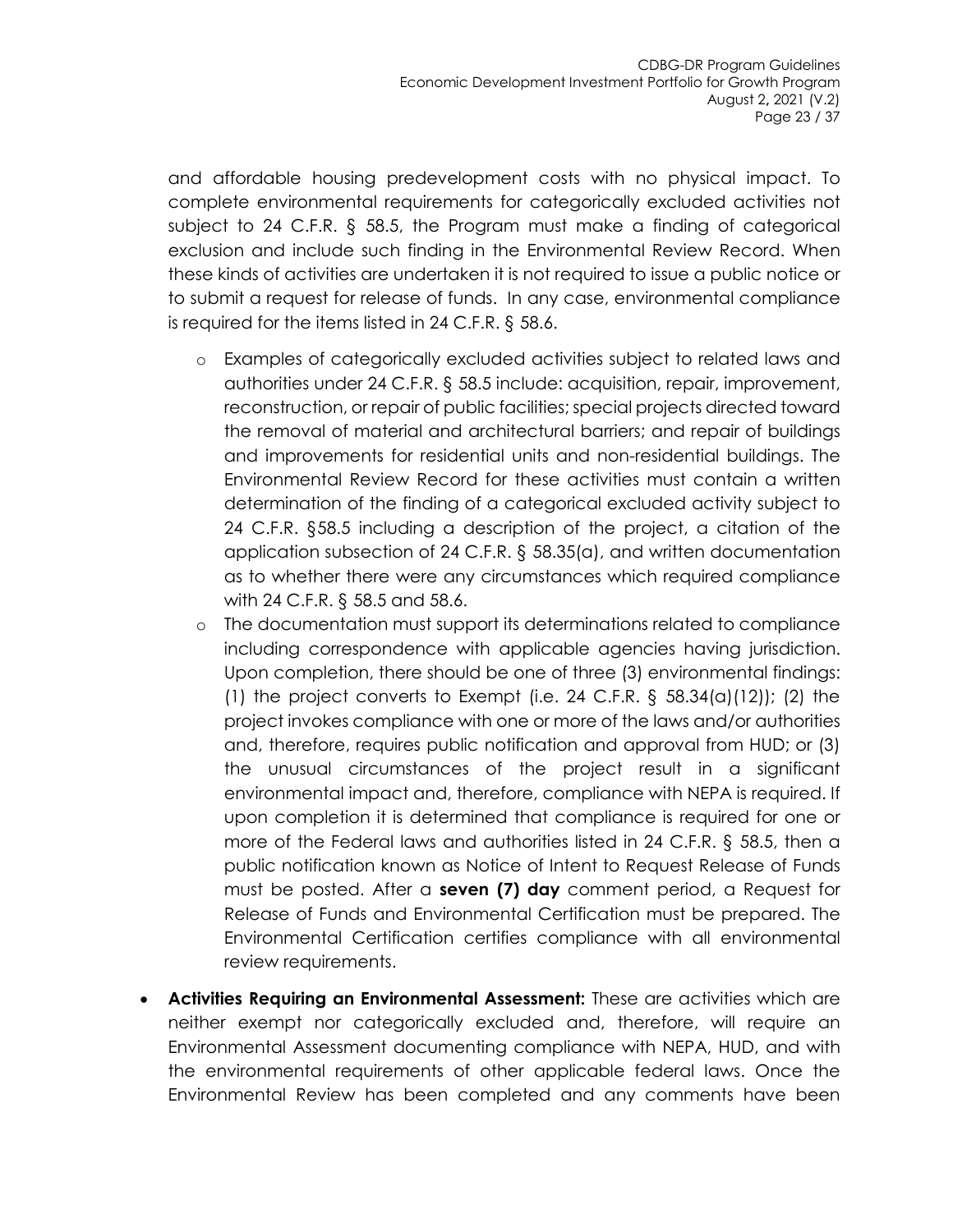and affordable housing predevelopment costs with no physical impact. To complete environmental requirements for categorically excluded activities not subject to 24 C.F.R. § 58.5, the Program must make a finding of categorical exclusion and include such finding in the Environmental Review Record. When these kinds of activities are undertaken it is not required to issue a public notice or to submit a request for release of funds. In any case, environmental compliance is required for the items listed in 24 C.F.R. § 58.6.

- Examples of categorically excluded activities subject to related laws and authorities under 24 C.F.R. § 58.5 include: acquisition, repair, improvement, reconstruction, or repair of public facilities; special projects directed toward the removal of material and architectural barriers; and repair of buildings and improvements for residential units and non-residential buildings. The Environmental Review Record for these activities must contain a written determination of the finding of a categorical excluded activity subject to 24 C.F.R. §58.5 including a description of the project, a citation of the application subsection of 24 C.F.R. § 58.35(a), and written documentation as to whether there were any circumstances which required compliance with 24 C.F.R. § 58.5 and 58.6.
- The documentation must support its determinations related to compliance including correspondence with applicable agencies having jurisdiction. Upon completion, there should be one of three (3) environmental findings: (1) the project converts to Exempt (i.e. 24 C.F.R. § 58.34(a)(12)); (2) the project invokes compliance with one or more of the laws and/or authorities and, therefore, requires public notification and approval from HUD; or (3) the unusual circumstances of the project result in a significant environmental impact and, therefore, compliance with NEPA is required. If upon completion it is determined that compliance is required for one or more of the Federal laws and authorities listed in 24 C.F.R. § 58.5, then a public notification known as Notice of Intent to Request Release of Funds must be posted. After a **seven (7) day** comment period, a Request for Release of Funds and Environmental Certification must be prepared. The Environmental Certification certifies compliance with all environmental review requirements.

- **Activities Requiring an Environmental Assessment:** These are activities which are neither exempt nor categorically excluded and, therefore, will require an Environmental Assessment documenting compliance with NEPA, HUD, and with the environmental requirements of other applicable federal laws. Once the Environmental Review has been completed and any comments have been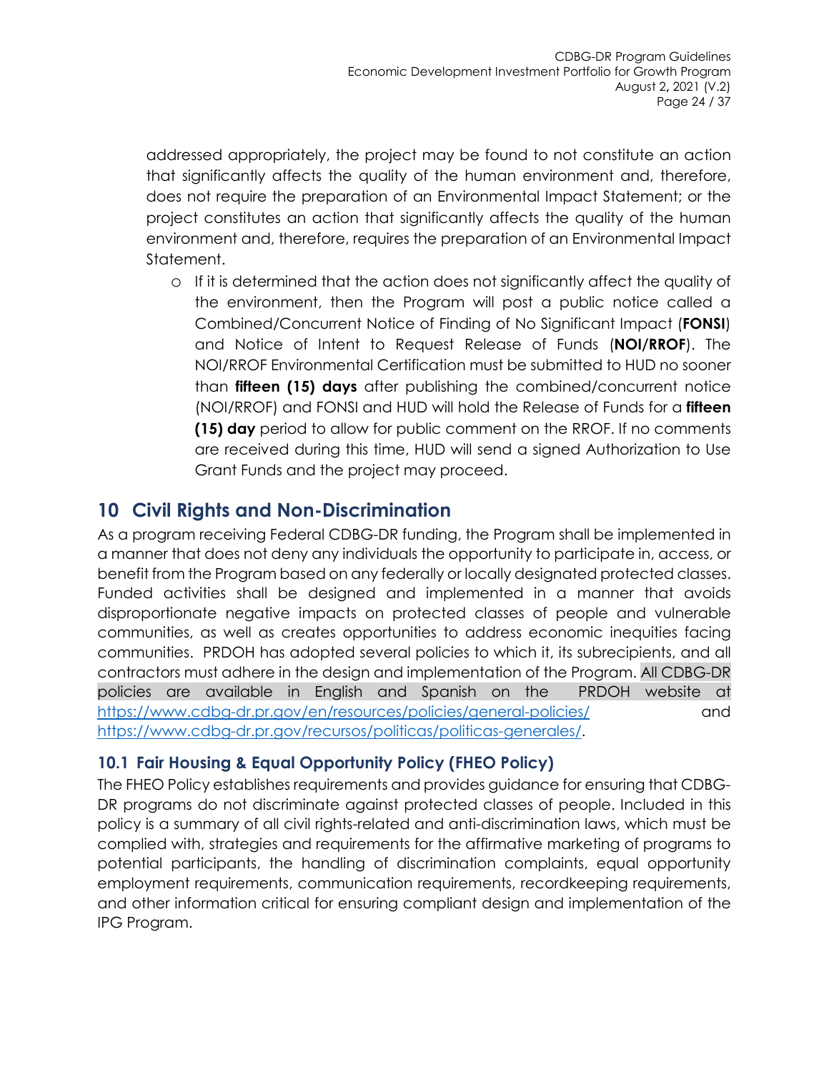addressed appropriately, the project may be found to not constitute an action that significantly affects the quality of the human environment and, therefore, does not require the preparation of an Environmental Impact Statement; or the project constitutes an action that significantly affects the quality of the human environment and, therefore, requires the preparation of an Environmental Impact Statement.

   - If it is determined that the action does not significantly affect the quality of the environment, then the Program will post a public notice called a Combined/Concurrent Notice of Finding of No Significant Impact (**FONSI**) and Notice of Intent to Request Release of Funds (**NOI/RROF**). The NOI/RROF Environmental Certification must be submitted to HUD no sooner than **fifteen (15) days** after publishing the combined/concurrent notice (NOI/RROF) and FONSI and HUD will hold the Release of Funds for a **fifteen (15) day** period to allow for public comment on the RROF. If no comments are received during this time, HUD will send a signed Authorization to Use Grant Funds and the project may proceed.

# 10 Civil Rights and Non-Discrimination

As a program receiving Federal CDBG-DR funding, the Program shall be implemented in a manner that does not deny any individuals the opportunity to participate in, access, or benefit from the Program based on any federally or locally designated protected classes. Funded activities shall be designed and implemented in a manner that avoids disproportionate negative impacts on protected classes of people and vulnerable communities, as well as creates opportunities to address economic inequities facing communities. PRDOH has adopted several policies to which it, its subrecipients, and all contractors must adhere in the design and implementation of the Program. All CDBG-DR policies are available in English and Spanish on the PRDOH website at https://www.cdbg-dr.pr.gov/en/resources/policies/general-policies/ and https://www.cdbg-dr.pr.gov/recursos/politicas/politicas-generales/.

## 10.1 Fair Housing & Equal Opportunity Policy (FHEO Policy)

The FHEO Policy establishes requirements and provides guidance for ensuring that CDBG-DR programs do not discriminate against protected classes of people. Included in this policy is a summary of all civil rights-related and anti-discrimination laws, which must be complied with, strategies and requirements for the affirmative marketing of programs to potential participants, the handling of discrimination complaints, equal opportunity employment requirements, communication requirements, recordkeeping requirements, and other information critical for ensuring compliant design and implementation of the IPG Program.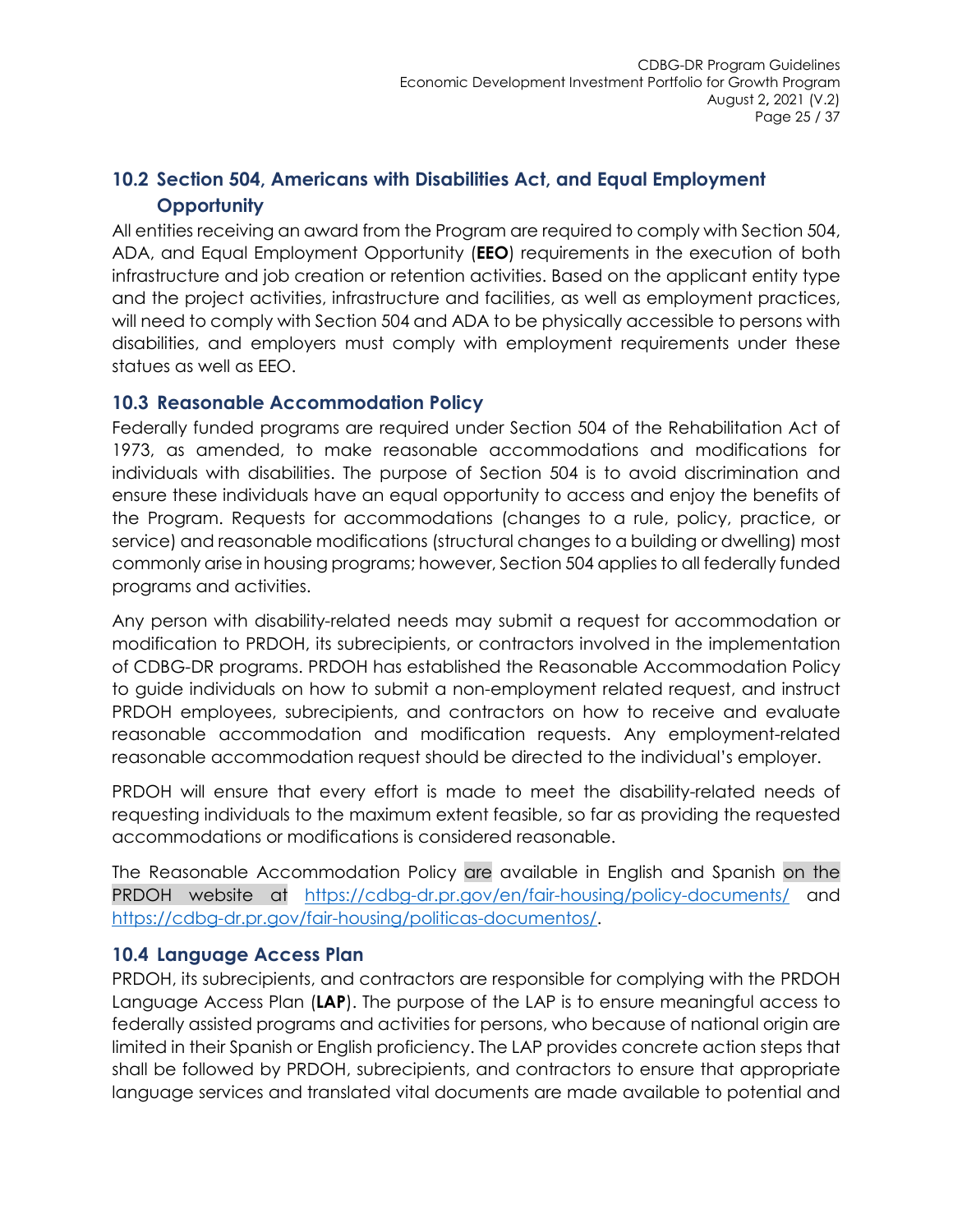## 10.2 Section 504, Americans with Disabilities Act, and Equal Employment Opportunity

All entities receiving an award from the Program are required to comply with Section 504, ADA, and Equal Employment Opportunity (**EEO**) requirements in the execution of both infrastructure and job creation or retention activities. Based on the applicant entity type and the project activities, infrastructure and facilities, as well as employment practices, will need to comply with Section 504 and ADA to be physically accessible to persons with disabilities, and employers must comply with employment requirements under these statues as well as EEO.

## 10.3 Reasonable Accommodation Policy

Federally funded programs are required under Section 504 of the Rehabilitation Act of 1973, as amended, to make reasonable accommodations and modifications for individuals with disabilities. The purpose of Section 504 is to avoid discrimination and ensure these individuals have an equal opportunity to access and enjoy the benefits of the Program. Requests for accommodations (changes to a rule, policy, practice, or service) and reasonable modifications (structural changes to a building or dwelling) most commonly arise in housing programs; however, Section 504 applies to all federally funded programs and activities.

Any person with disability-related needs may submit a request for accommodation or modification to PRDOH, its subrecipients, or contractors involved in the implementation of CDBG-DR programs. PRDOH has established the Reasonable Accommodation Policy to guide individuals on how to submit a non-employment related request, and instruct PRDOH employees, subrecipients, and contractors on how to receive and evaluate reasonable accommodation and modification requests. Any employment-related reasonable accommodation request should be directed to the individual's employer.

PRDOH will ensure that every effort is made to meet the disability-related needs of requesting individuals to the maximum extent feasible, so far as providing the requested accommodations or modifications is considered reasonable.

The Reasonable Accommodation Policy are available in English and Spanish on the PRDOH website at https://cdbg-dr.pr.gov/en/fair-housing/policy-documents/ and https://cdbg-dr.pr.gov/fair-housing/politicas-documentos/.

## 10.4 Language Access Plan

PRDOH, its subrecipients, and contractors are responsible for complying with the PRDOH Language Access Plan (**LAP**). The purpose of the LAP is to ensure meaningful access to federally assisted programs and activities for persons, who because of national origin are limited in their Spanish or English proficiency. The LAP provides concrete action steps that shall be followed by PRDOH, subrecipients, and contractors to ensure that appropriate language services and translated vital documents are made available to potential and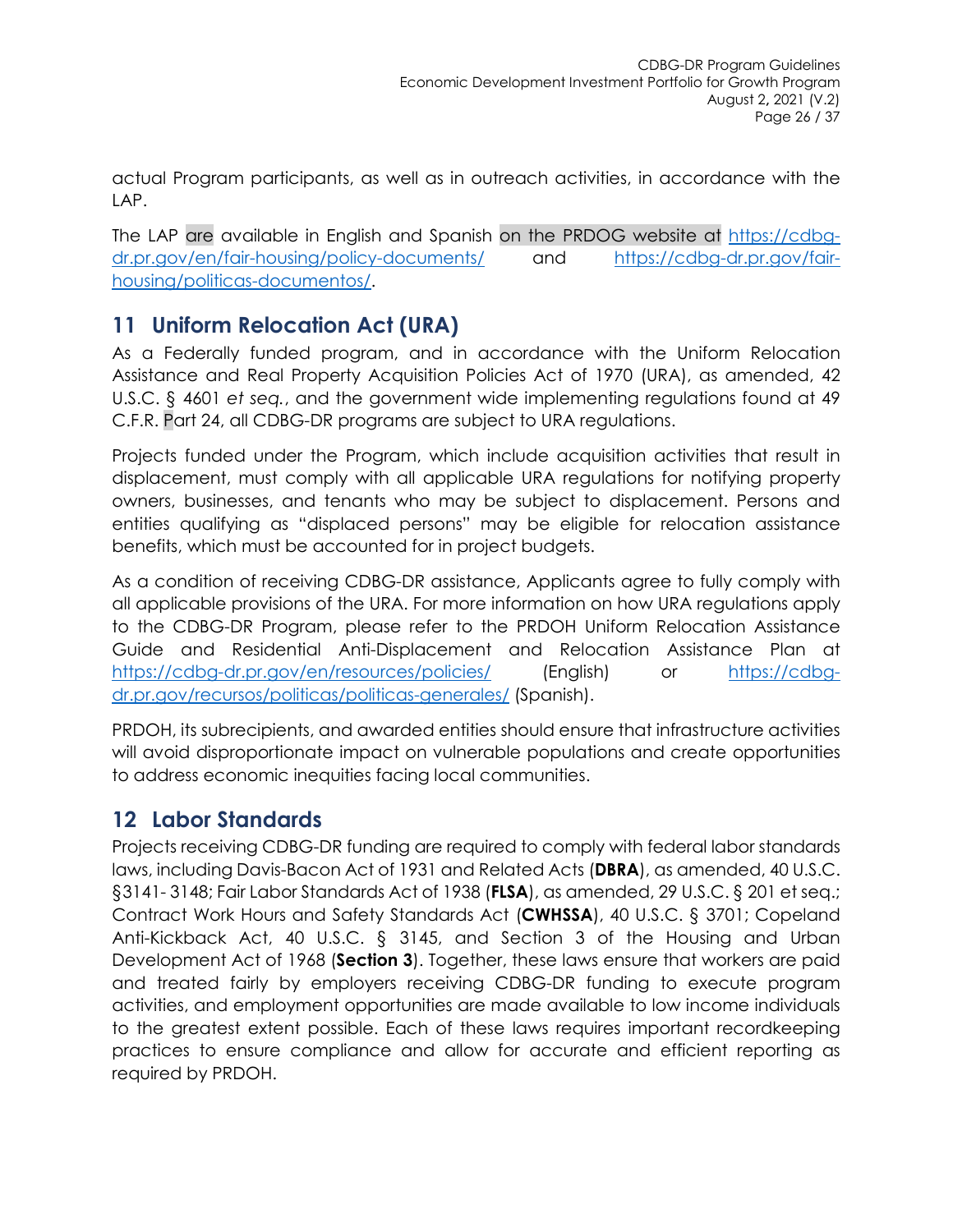actual Program participants, as well as in outreach activities, in accordance with the LAP.

The LAP are available in English and Spanish on the PRDOG website at https://cdbg-dr.pr.gov/en/fair-housing/policy-documents/ and https://cdbg-dr.pr.gov/fair-housing/politicas-documentos/.

## 11 Uniform Relocation Act (URA)

As a Federally funded program, and in accordance with the Uniform Relocation Assistance and Real Property Acquisition Policies Act of 1970 (URA), as amended, 42 U.S.C. § 4601 *et seq.*, and the government wide implementing regulations found at 49 C.F.R. Part 24, all CDBG-DR programs are subject to URA regulations.

Projects funded under the Program, which include acquisition activities that result in displacement, must comply with all applicable URA regulations for notifying property owners, businesses, and tenants who may be subject to displacement. Persons and entities qualifying as "displaced persons" may be eligible for relocation assistance benefits, which must be accounted for in project budgets.

As a condition of receiving CDBG-DR assistance, Applicants agree to fully comply with all applicable provisions of the URA. For more information on how URA regulations apply to the CDBG-DR Program, please refer to the PRDOH Uniform Relocation Assistance Guide and Residential Anti-Displacement and Relocation Assistance Plan at https://cdbg-dr.pr.gov/en/resources/policies/ (English) or https://cdbg-dr.pr.gov/recursos/politicas/politicas-generales/ (Spanish).

PRDOH, its subrecipients, and awarded entities should ensure that infrastructure activities will avoid disproportionate impact on vulnerable populations and create opportunities to address economic inequities facing local communities.

## 12 Labor Standards

Projects receiving CDBG-DR funding are required to comply with federal labor standards laws, including Davis-Bacon Act of 1931 and Related Acts (**DBRA**), as amended, 40 U.S.C. §3141- 3148; Fair Labor Standards Act of 1938 (**FLSA**), as amended, 29 U.S.C. § 201 et seq.; Contract Work Hours and Safety Standards Act (**CWHSSA**), 40 U.S.C. § 3701; Copeland Anti-Kickback Act, 40 U.S.C. § 3145, and Section 3 of the Housing and Urban Development Act of 1968 (**Section 3**). Together, these laws ensure that workers are paid and treated fairly by employers receiving CDBG-DR funding to execute program activities, and employment opportunities are made available to low income individuals to the greatest extent possible. Each of these laws requires important recordkeeping practices to ensure compliance and allow for accurate and efficient reporting as required by PRDOH.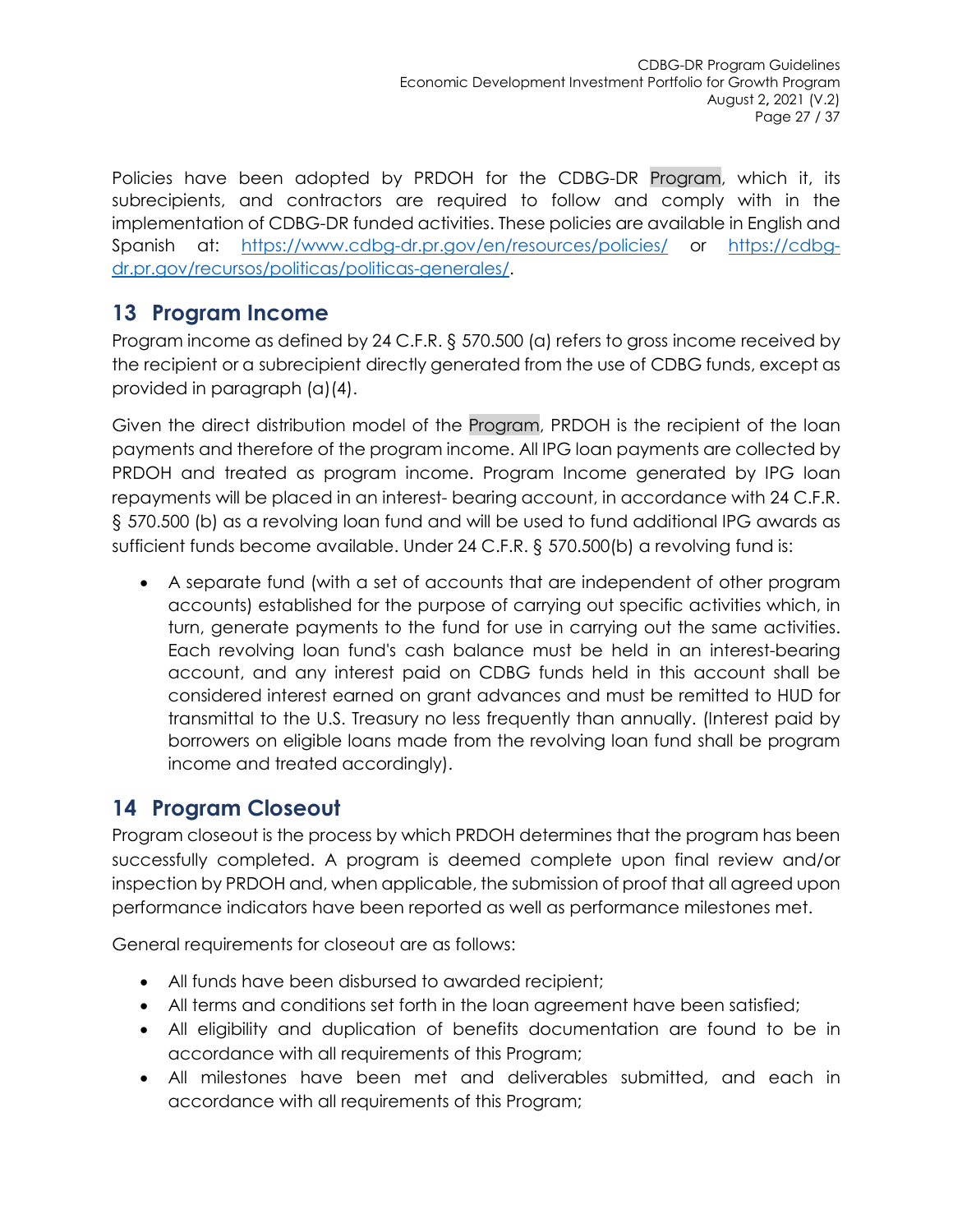Policies have been adopted by PRDOH for the CDBG-DR Program, which it, its subrecipients, and contractors are required to follow and comply with in the implementation of CDBG-DR funded activities. These policies are available in English and Spanish at: https://www.cdbg-dr.pr.gov/en/resources/policies/ or https://cdbg-dr.pr.gov/recursos/politicas/politicas-generales/.

## 13 Program Income

Program income as defined by 24 C.F.R. § 570.500 (a) refers to gross income received by the recipient or a subrecipient directly generated from the use of CDBG funds, except as provided in paragraph (a)(4).

Given the direct distribution model of the Program, PRDOH is the recipient of the loan payments and therefore of the program income. All IPG loan payments are collected by PRDOH and treated as program income. Program Income generated by IPG loan repayments will be placed in an interest- bearing account, in accordance with 24 C.F.R. § 570.500 (b) as a revolving loan fund and will be used to fund additional IPG awards as sufficient funds become available. Under 24 C.F.R. § 570.500(b) a revolving fund is:

- A separate fund (with a set of accounts that are independent of other program accounts) established for the purpose of carrying out specific activities which, in turn, generate payments to the fund for use in carrying out the same activities. Each revolving loan fund's cash balance must be held in an interest-bearing account, and any interest paid on CDBG funds held in this account shall be considered interest earned on grant advances and must be remitted to HUD for transmittal to the U.S. Treasury no less frequently than annually. (Interest paid by borrowers on eligible loans made from the revolving loan fund shall be program income and treated accordingly).

## 14 Program Closeout

Program closeout is the process by which PRDOH determines that the program has been successfully completed. A program is deemed complete upon final review and/or inspection by PRDOH and, when applicable, the submission of proof that all agreed upon performance indicators have been reported as well as performance milestones met.

General requirements for closeout are as follows:

- All funds have been disbursed to awarded recipient;
- All terms and conditions set forth in the loan agreement have been satisfied;
- All eligibility and duplication of benefits documentation are found to be in accordance with all requirements of this Program;
- All milestones have been met and deliverables submitted, and each in accordance with all requirements of this Program;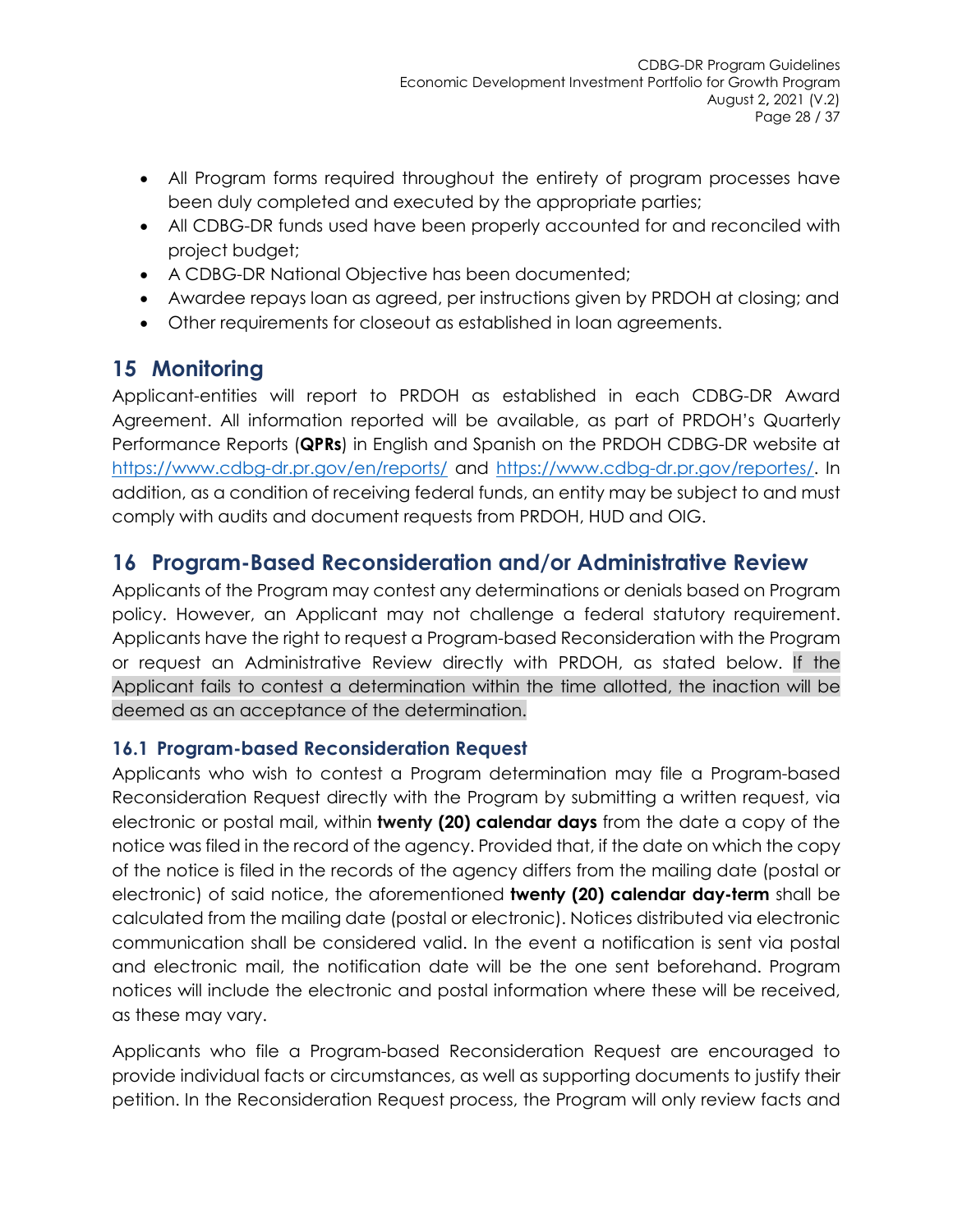- All Program forms required throughout the entirety of program processes have been duly completed and executed by the appropriate parties;
- All CDBG-DR funds used have been properly accounted for and reconciled with project budget;
- A CDBG-DR National Objective has been documented;
- Awardee repays loan as agreed, per instructions given by PRDOH at closing; and
- Other requirements for closeout as established in loan agreements.

## 15 Monitoring

Applicant-entities will report to PRDOH as established in each CDBG-DR Award Agreement. All information reported will be available, as part of PRDOH's Quarterly Performance Reports (**QPRs**) in English and Spanish on the PRDOH CDBG-DR website at https://www.cdbg-dr.pr.gov/en/reports/ and https://www.cdbg-dr.pr.gov/reportes/. In addition, as a condition of receiving federal funds, an entity may be subject to and must comply with audits and document requests from PRDOH, HUD and OIG.

## 16 Program-Based Reconsideration and/or Administrative Review

Applicants of the Program may contest any determinations or denials based on Program policy. However, an Applicant may not challenge a federal statutory requirement. Applicants have the right to request a Program-based Reconsideration with the Program or request an Administrative Review directly with PRDOH, as stated below. If the Applicant fails to contest a determination within the time allotted, the inaction will be deemed as an acceptance of the determination.

### 16.1 Program-based Reconsideration Request

Applicants who wish to contest a Program determination may file a Program-based Reconsideration Request directly with the Program by submitting a written request, via electronic or postal mail, within **twenty (20) calendar days** from the date a copy of the notice was filed in the record of the agency. Provided that, if the date on which the copy of the notice is filed in the records of the agency differs from the mailing date (postal or electronic) of said notice, the aforementioned **twenty (20) calendar day-term** shall be calculated from the mailing date (postal or electronic). Notices distributed via electronic communication shall be considered valid. In the event a notification is sent via postal and electronic mail, the notification date will be the one sent beforehand. Program notices will include the electronic and postal information where these will be received, as these may vary.

Applicants who file a Program-based Reconsideration Request are encouraged to provide individual facts or circumstances, as well as supporting documents to justify their petition. In the Reconsideration Request process, the Program will only review facts and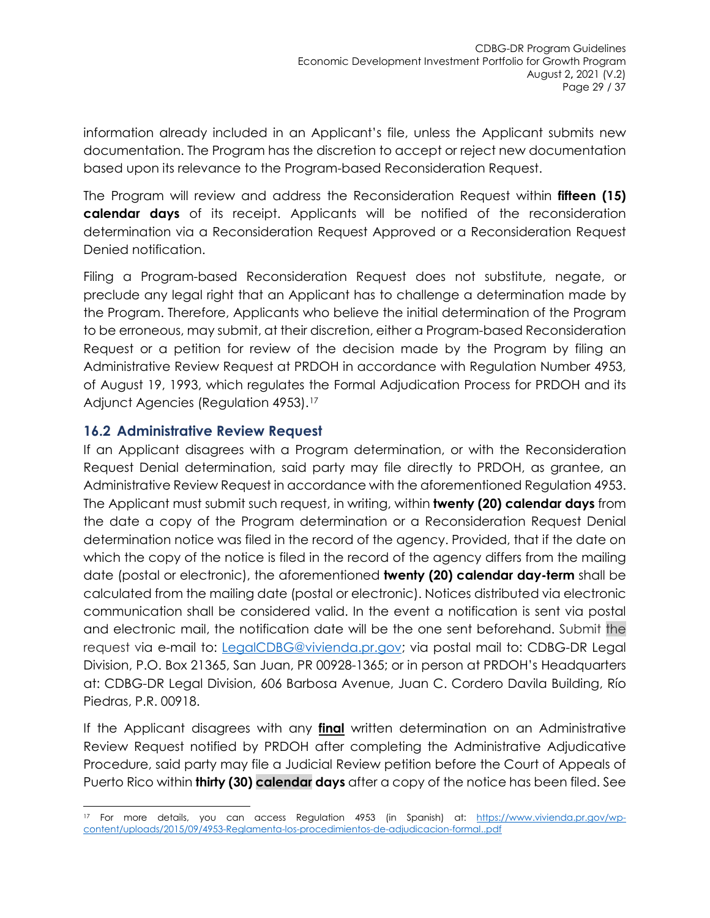information already included in an Applicant's file, unless the Applicant submits new documentation. The Program has the discretion to accept or reject new documentation based upon its relevance to the Program-based Reconsideration Request.

The Program will review and address the Reconsideration Request within **fifteen (15) calendar days** of its receipt. Applicants will be notified of the reconsideration determination via a Reconsideration Request Approved or a Reconsideration Request Denied notification.

Filing a Program-based Reconsideration Request does not substitute, negate, or preclude any legal right that an Applicant has to challenge a determination made by the Program. Therefore, Applicants who believe the initial determination of the Program to be erroneous, may submit, at their discretion, either a Program-based Reconsideration Request or a petition for review of the decision made by the Program by filing an Administrative Review Request at PRDOH in accordance with Regulation Number 4953, of August 19, 1993, which regulates the Formal Adjudication Process for PRDOH and its Adjunct Agencies (Regulation 4953).[17]

## 16.2 Administrative Review Request

If an Applicant disagrees with a Program determination, or with the Reconsideration Request Denial determination, said party may file directly to PRDOH, as grantee, an Administrative Review Request in accordance with the aforementioned Regulation 4953. The Applicant must submit such request, in writing, within **twenty (20) calendar days** from the date a copy of the Program determination or a Reconsideration Request Denial determination notice was filed in the record of the agency. Provided, that if the date on which the copy of the notice is filed in the record of the agency differs from the mailing date (postal or electronic), the aforementioned **twenty (20) calendar day-term** shall be calculated from the mailing date (postal or electronic). Notices distributed via electronic communication shall be considered valid. In the event a notification is sent via postal and electronic mail, the notification date will be the one sent beforehand. Submit the request via e-mail to: [LegalCDBG@vivienda.pr.gov](mailto:LegalCDBG@vivienda.pr.gov); via postal mail to: CDBG-DR Legal Division, P.O. Box 21365, San Juan, PR 00928-1365; or in person at PRDOH's Headquarters at: CDBG-DR Legal Division, 606 Barbosa Avenue, Juan C. Cordero Davila Building, Río Piedras, P.R. 00918.

If the Applicant disagrees with any **final** written determination on an Administrative Review Request notified by PRDOH after completing the Administrative Adjudicative Procedure, said party may file a Judicial Review petition before the Court of Appeals of Puerto Rico within **thirty (30) calendar days** after a copy of the notice has been filed. See

---

[17] For more details, you can access Regulation 4953 (in Spanish) at: [https://www.vivienda.pr.gov/wp-content/uploads/2015/09/4953-Reglamenta-los-procedimientos-de-adjudicacion-formal..pdf](https://www.vivienda.pr.gov/wp-content/uploads/2015/09/4953-Reglamenta-los-procedimientos-de-adjudicacion-formal..pdf)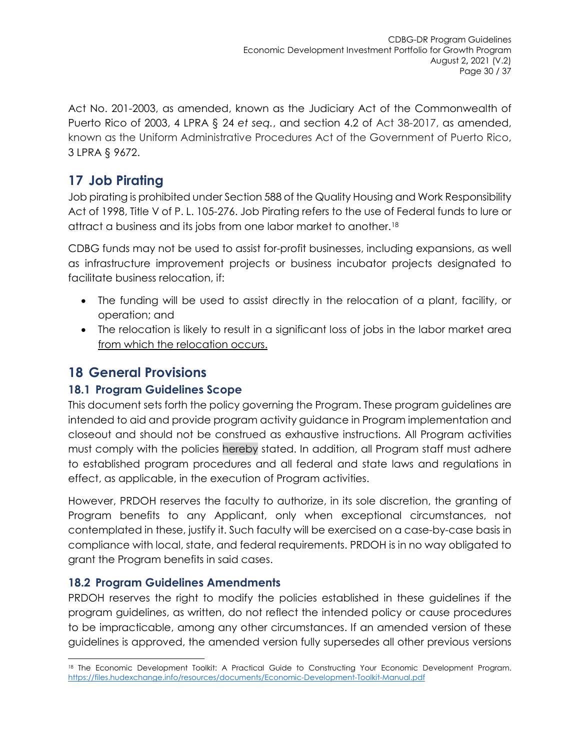Act No. 201-2003, as amended, known as the Judiciary Act of the Commonwealth of Puerto Rico of 2003, 4 LPRA § 24 *et seq.*, and section 4.2 of Act 38-2017, as amended, known as the Uniform Administrative Procedures Act of the Government of Puerto Rico, 3 LPRA § 9672.

# 17 Job Pirating

Job pirating is prohibited under Section 588 of the Quality Housing and Work Responsibility Act of 1998, Title V of P. L. 105-276. Job Pirating refers to the use of Federal funds to lure or attract a business and its jobs from one labor market to another.[18]

CDBG funds may not be used to assist for-profit businesses, including expansions, as well as infrastructure improvement projects or business incubator projects designated to facilitate business relocation, if:

- The funding will be used to assist directly in the relocation of a plant, facility, or operation; and
- The relocation is likely to result in a significant loss of jobs in the labor market area from which the relocation occurs.

# 18 General Provisions

## 18.1 Program Guidelines Scope

This document sets forth the policy governing the Program. These program guidelines are intended to aid and provide program activity guidance in Program implementation and closeout and should not be construed as exhaustive instructions. All Program activities must comply with the policies hereby stated. In addition, all Program staff must adhere to established program procedures and all federal and state laws and regulations in effect, as applicable, in the execution of Program activities.

However, PRDOH reserves the faculty to authorize, in its sole discretion, the granting of Program benefits to any Applicant, only when exceptional circumstances, not contemplated in these, justify it. Such faculty will be exercised on a case-by-case basis in compliance with local, state, and federal requirements. PRDOH is in no way obligated to grant the Program benefits in said cases.

## 18.2 Program Guidelines Amendments

PRDOH reserves the right to modify the policies established in these guidelines if the program guidelines, as written, do not reflect the intended policy or cause procedures to be impracticable, among any other circumstances. If an amended version of these guidelines is approved, the amended version fully supersedes all other previous versions

[18] The Economic Development Toolkit: A Practical Guide to Constructing Your Economic Development Program. https://files.hudexchange.info/resources/documents/Economic-Development-Toolkit-Manual.pdf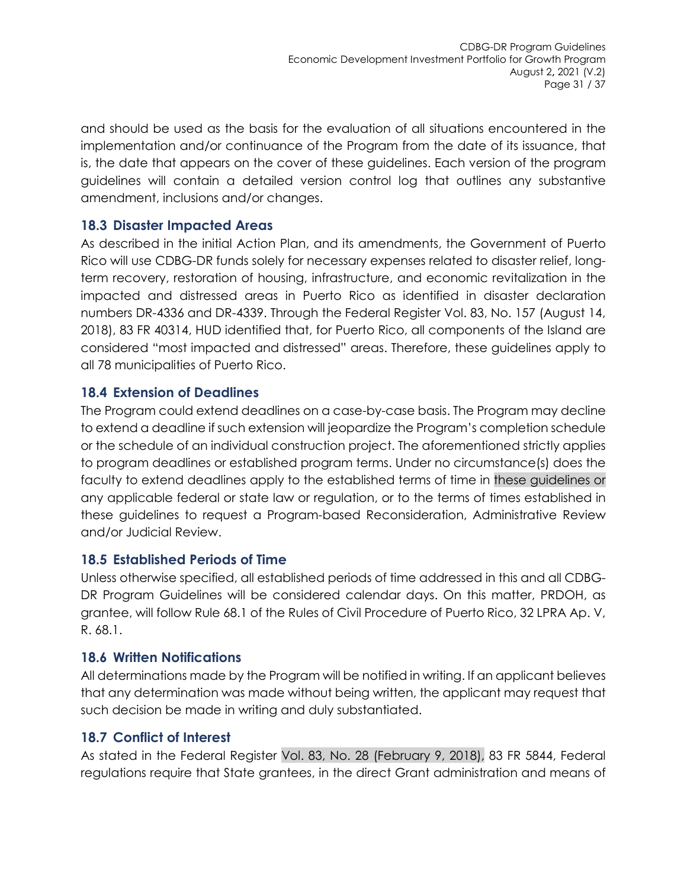and should be used as the basis for the evaluation of all situations encountered in the implementation and/or continuance of the Program from the date of its issuance, that is, the date that appears on the cover of these guidelines. Each version of the program guidelines will contain a detailed version control log that outlines any substantive amendment, inclusions and/or changes.

## 18.3 Disaster Impacted Areas

As described in the initial Action Plan, and its amendments, the Government of Puerto Rico will use CDBG-DR funds solely for necessary expenses related to disaster relief, long-term recovery, restoration of housing, infrastructure, and economic revitalization in the impacted and distressed areas in Puerto Rico as identified in disaster declaration numbers DR-4336 and DR-4339. Through the Federal Register Vol. 83, No. 157 (August 14, 2018), 83 FR 40314, HUD identified that, for Puerto Rico, all components of the Island are considered "most impacted and distressed" areas. Therefore, these guidelines apply to all 78 municipalities of Puerto Rico.

## 18.4 Extension of Deadlines

The Program could extend deadlines on a case-by-case basis. The Program may decline to extend a deadline if such extension will jeopardize the Program's completion schedule or the schedule of an individual construction project. The aforementioned strictly applies to program deadlines or established program terms. Under no circumstance(s) does the faculty to extend deadlines apply to the established terms of time in these guidelines or any applicable federal or state law or regulation, or to the terms of times established in these guidelines to request a Program-based Reconsideration, Administrative Review and/or Judicial Review.

## 18.5 Established Periods of Time

Unless otherwise specified, all established periods of time addressed in this and all CDBG-DR Program Guidelines will be considered calendar days. On this matter, PRDOH, as grantee, will follow Rule 68.1 of the Rules of Civil Procedure of Puerto Rico, 32 LPRA Ap. V, R. 68.1.

## 18.6 Written Notifications

All determinations made by the Program will be notified in writing. If an applicant believes that any determination was made without being written, the applicant may request that such decision be made in writing and duly substantiated.

## 18.7 Conflict of Interest

As stated in the Federal Register Vol. 83, No. 28 (February 9, 2018), 83 FR 5844, Federal regulations require that State grantees, in the direct Grant administration and means of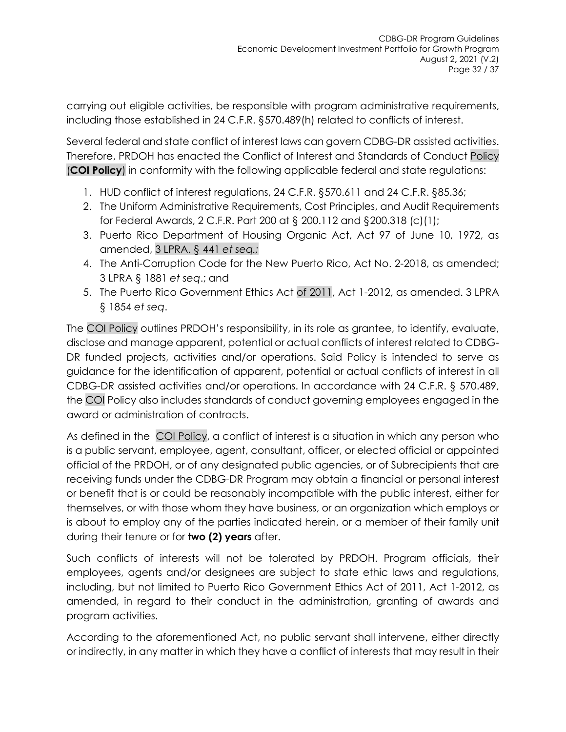carrying out eligible activities, be responsible with program administrative requirements, including those established in 24 C.F.R. §570.489(h) related to conflicts of interest.

Several federal and state conflict of interest laws can govern CDBG-DR assisted activities. Therefore, PRDOH has enacted the Conflict of Interest and Standards of Conduct Policy (**COI Policy**) in conformity with the following applicable federal and state regulations:

1. HUD conflict of interest regulations, 24 C.F.R. §570.611 and 24 C.F.R. §85.36;
2. The Uniform Administrative Requirements, Cost Principles, and Audit Requirements for Federal Awards, 2 C.F.R. Part 200 at § 200.112 and §200.318 (c)(1);
3. Puerto Rico Department of Housing Organic Act, Act 97 of June 10, 1972, as amended, 3 LPRA. § 441 *et seq.;*
4. The Anti-Corruption Code for the New Puerto Rico, Act No. 2-2018, as amended; 3 LPRA § 1881 *et seq*.; and
5. The Puerto Rico Government Ethics Act of 2011, Act 1-2012, as amended. 3 LPRA § 1854 *et seq*.

The COI Policy outlines PRDOH's responsibility, in its role as grantee, to identify, evaluate, disclose and manage apparent, potential or actual conflicts of interest related to CDBG-DR funded projects, activities and/or operations. Said Policy is intended to serve as guidance for the identification of apparent, potential or actual conflicts of interest in all CDBG-DR assisted activities and/or operations. In accordance with 24 C.F.R. § 570.489, the COI Policy also includes standards of conduct governing employees engaged in the award or administration of contracts.

As defined in the COI Policy, a conflict of interest is a situation in which any person who is a public servant, employee, agent, consultant, officer, or elected official or appointed official of the PRDOH, or of any designated public agencies, or of Subrecipients that are receiving funds under the CDBG-DR Program may obtain a financial or personal interest or benefit that is or could be reasonably incompatible with the public interest, either for themselves, or with those whom they have business, or an organization which employs or is about to employ any of the parties indicated herein, or a member of their family unit during their tenure or for **two (2) years** after.

Such conflicts of interests will not be tolerated by PRDOH. Program officials, their employees, agents and/or designees are subject to state ethic laws and regulations, including, but not limited to Puerto Rico Government Ethics Act of 2011, Act 1-2012, as amended, in regard to their conduct in the administration, granting of awards and program activities.

According to the aforementioned Act, no public servant shall intervene, either directly or indirectly, in any matter in which they have a conflict of interests that may result in their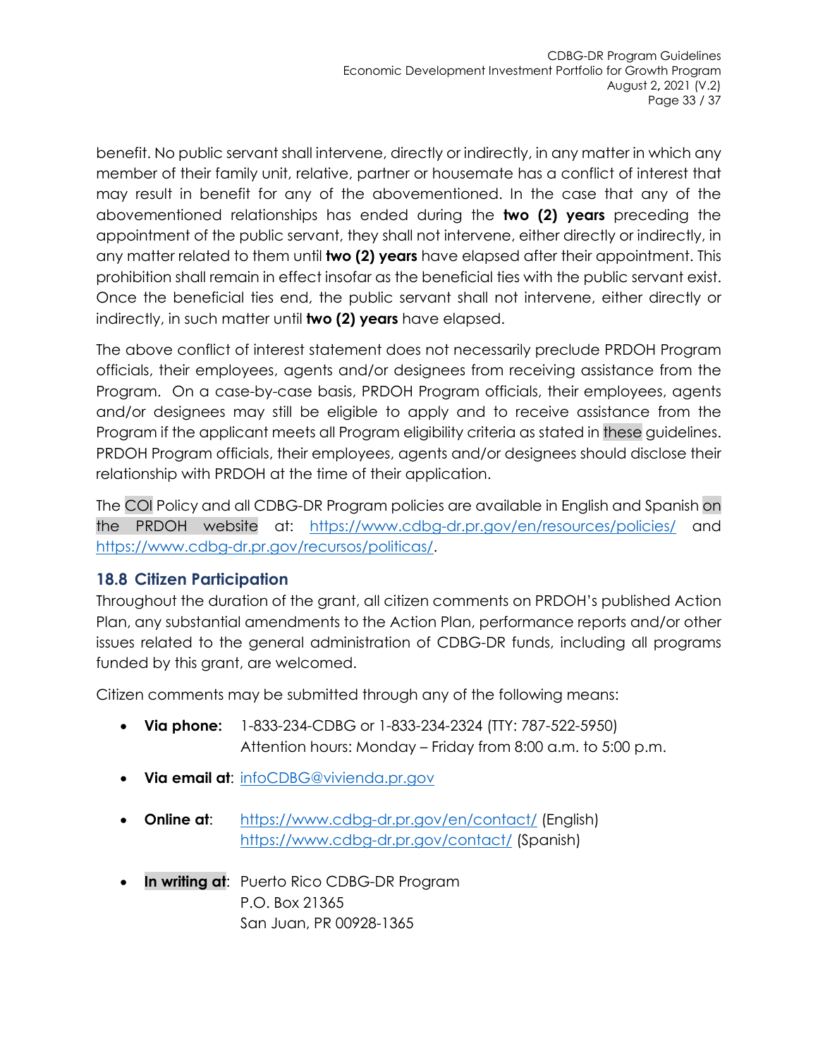benefit. No public servant shall intervene, directly or indirectly, in any matter in which any member of their family unit, relative, partner or housemate has a conflict of interest that may result in benefit for any of the abovementioned. In the case that any of the abovementioned relationships has ended during the **two (2) years** preceding the appointment of the public servant, they shall not intervene, either directly or indirectly, in any matter related to them until **two (2) years** have elapsed after their appointment. This prohibition shall remain in effect insofar as the beneficial ties with the public servant exist. Once the beneficial ties end, the public servant shall not intervene, either directly or indirectly, in such matter until **two (2) years** have elapsed.

The above conflict of interest statement does not necessarily preclude PRDOH Program officials, their employees, agents and/or designees from receiving assistance from the Program. On a case-by-case basis, PRDOH Program officials, their employees, agents and/or designees may still be eligible to apply and to receive assistance from the Program if the applicant meets all Program eligibility criteria as stated in these guidelines. PRDOH Program officials, their employees, agents and/or designees should disclose their relationship with PRDOH at the time of their application.

The COI Policy and all CDBG-DR Program policies are available in English and Spanish on the PRDOH website at: https://www.cdbg-dr.pr.gov/en/resources/policies/ and https://www.cdbg-dr.pr.gov/recursos/politicas/.

## 18.8 Citizen Participation

Throughout the duration of the grant, all citizen comments on PRDOH's published Action Plan, any substantial amendments to the Action Plan, performance reports and/or other issues related to the general administration of CDBG-DR funds, including all programs funded by this grant, are welcomed.

Citizen comments may be submitted through any of the following means:

- **Via phone:** 1-833-234-CDBG or 1-833-234-2324 (TTY: 787-522-5950)
  Attention hours: Monday – Friday from 8:00 a.m. to 5:00 p.m.
- **Via email at**: infoCDBG@vivienda.pr.gov
- **Online at**: https://www.cdbg-dr.pr.gov/en/contact/ (English)
  https://www.cdbg-dr.pr.gov/contact/ (Spanish)
- **In writing at**: Puerto Rico CDBG-DR Program
  P.O. Box 21365
  San Juan, PR 00928-1365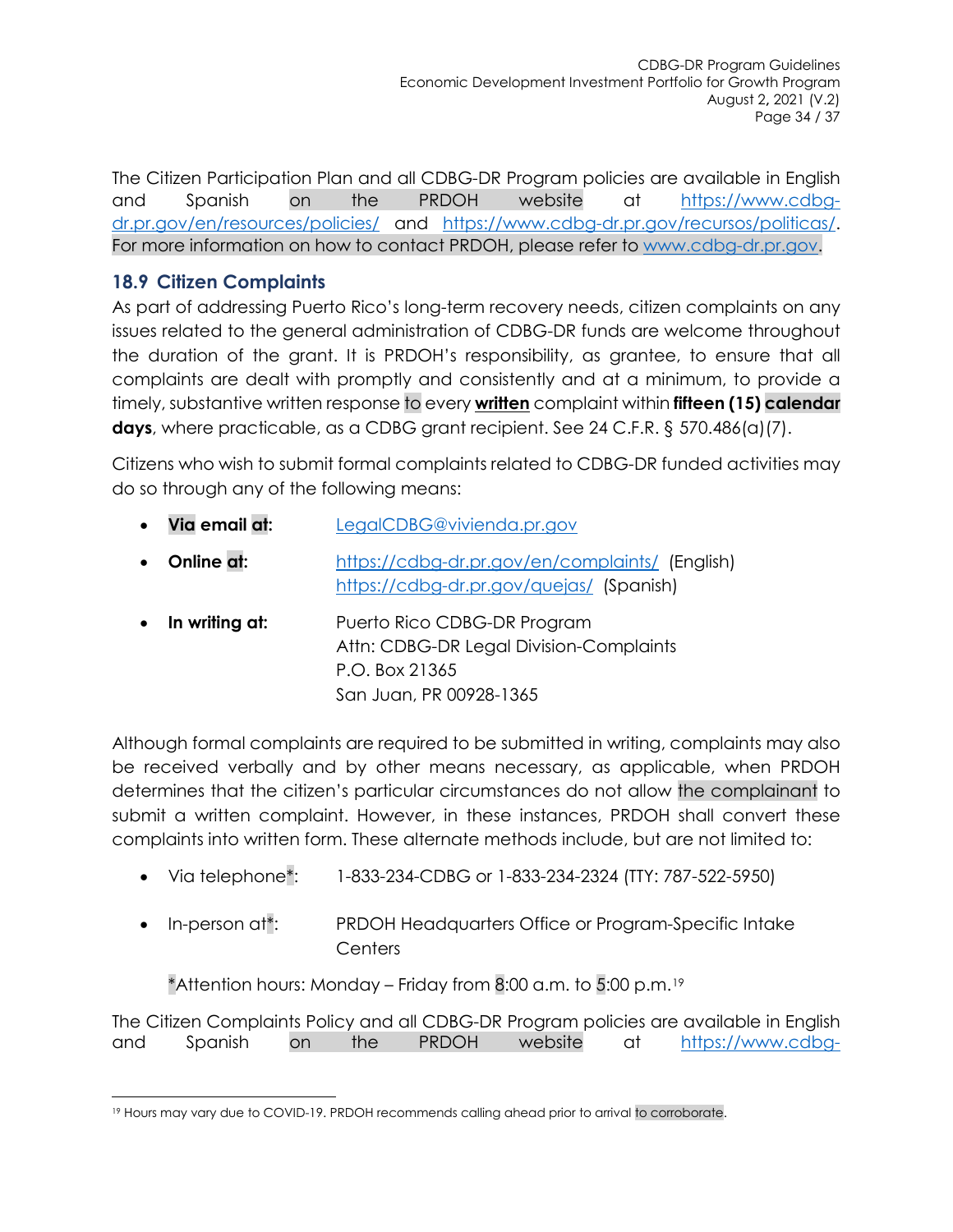The Citizen Participation Plan and all CDBG-DR Program policies are available in English and Spanish on the PRDOH website at https://www.cdbg-dr.pr.gov/en/resources/policies/ and https://www.cdbg-dr.pr.gov/recursos/politicas/. For more information on how to contact PRDOH, please refer to www.cdbg-dr.pr.gov.

## 18.9 Citizen Complaints

As part of addressing Puerto Rico's long-term recovery needs, citizen complaints on any issues related to the general administration of CDBG-DR funds are welcome throughout the duration of the grant. It is PRDOH's responsibility, as grantee, to ensure that all complaints are dealt with promptly and consistently and at a minimum, to provide a timely, substantive written response to every **written** complaint within **fifteen (15) calendar days**, where practicable, as a CDBG grant recipient. See 24 C.F.R. § 570.486(a)(7).

Citizens who wish to submit formal complaints related to CDBG-DR funded activities may do so through any of the following means:

- **Via email at:** LegalCDBG@vivienda.pr.gov
- **Online at:** https://cdbg-dr.pr.gov/en/complaints/ (English)
  https://cdbg-dr.pr.gov/quejas/ (Spanish)
- **In writing at:** Puerto Rico CDBG-DR Program
  Attn: CDBG-DR Legal Division-Complaints
  P.O. Box 21365
  San Juan, PR 00928-1365

Although formal complaints are required to be submitted in writing, complaints may also be received verbally and by other means necessary, as applicable, when PRDOH determines that the citizen's particular circumstances do not allow the complainant to submit a written complaint. However, in these instances, PRDOH shall convert these complaints into written form. These alternate methods include, but are not limited to:

- Via telephone*: 1-833-234-CDBG or 1-833-234-2324 (TTY: 787-522-5950)
- In-person at*: PRDOH Headquarters Office or Program-Specific Intake Centers

*Attention hours: Monday – Friday from 8:00 a.m. to 5:00 p.m.[19]

The Citizen Complaints Policy and all CDBG-DR Program policies are available in English and Spanish on the PRDOH website at https://www.cdbg-

[19] Hours may vary due to COVID-19. PRDOH recommends calling ahead prior to arrival to corroborate.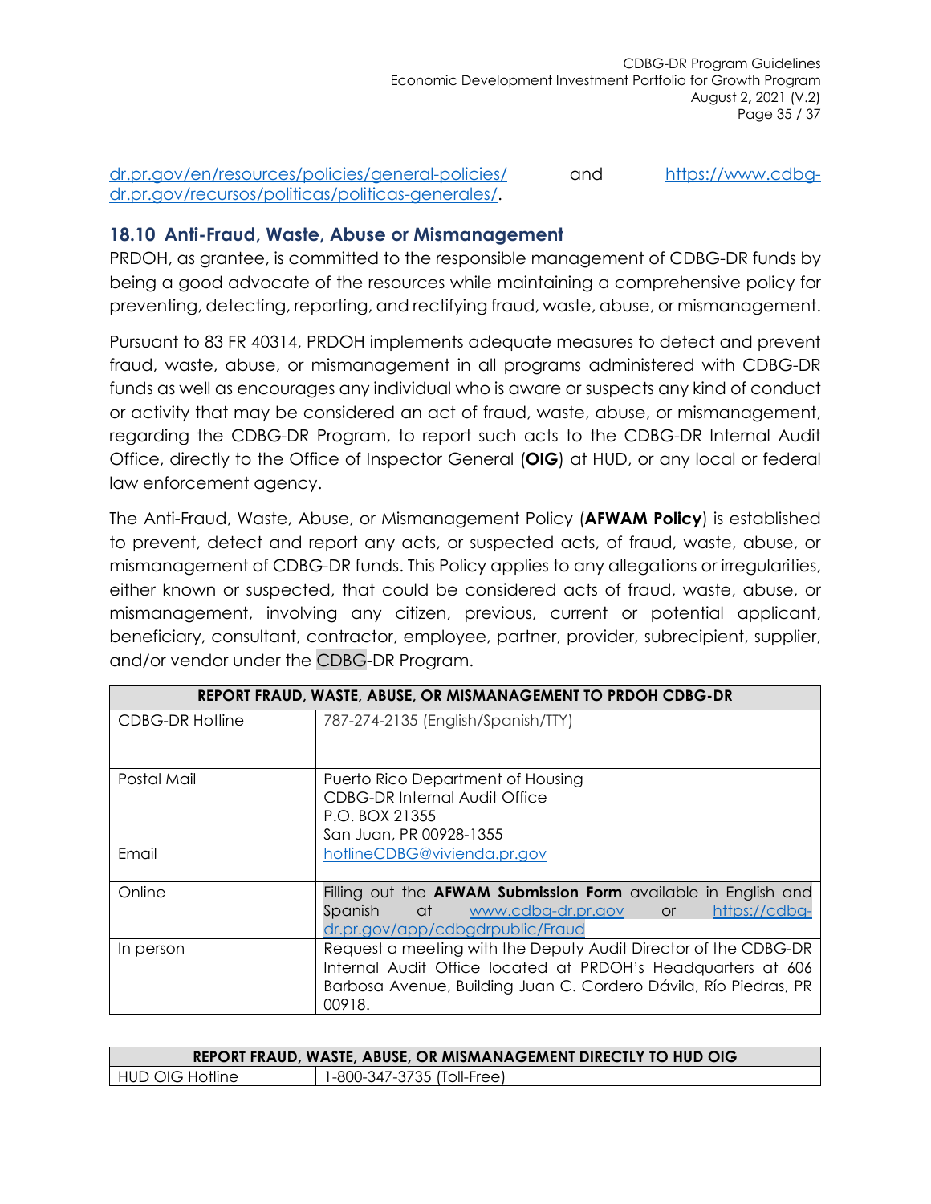dr.pr.gov/en/resources/policies/general-policies/ and https://www.cdbg-dr.pr.gov/recursos/politicas/politicas-generales/.

### 18.10 Anti-Fraud, Waste, Abuse or Mismanagement

PRDOH, as grantee, is committed to the responsible management of CDBG-DR funds by being a good advocate of the resources while maintaining a comprehensive policy for preventing, detecting, reporting, and rectifying fraud, waste, abuse, or mismanagement.

Pursuant to 83 FR 40314, PRDOH implements adequate measures to detect and prevent fraud, waste, abuse, or mismanagement in all programs administered with CDBG-DR funds as well as encourages any individual who is aware or suspects any kind of conduct or activity that may be considered an act of fraud, waste, abuse, or mismanagement, regarding the CDBG-DR Program, to report such acts to the CDBG-DR Internal Audit Office, directly to the Office of Inspector General (**OIG**) at HUD, or any local or federal law enforcement agency.

The Anti-Fraud, Waste, Abuse, or Mismanagement Policy (**AFWAM Policy**) is established to prevent, detect and report any acts, or suspected acts, of fraud, waste, abuse, or mismanagement of CDBG-DR funds. This Policy applies to any allegations or irregularities, either known or suspected, that could be considered acts of fraud, waste, abuse, or mismanagement, involving any citizen, previous, current or potential applicant, beneficiary, consultant, contractor, employee, partner, provider, subrecipient, supplier, and/or vendor under the CDBG-DR Program.

| REPORT FRAUD, WASTE, ABUSE, OR MISMANAGEMENT TO PRDOH CDBG-DR | |
|---|---|
| CDBG-DR Hotline | 787-274-2135 (English/Spanish/TTY) |
| Postal Mail | Puerto Rico Department of Housing<br>CDBG-DR Internal Audit Office<br>P.O. BOX 21355<br>San Juan, PR 00928-1355 |
| Email | hotlineCDBG@vivienda.pr.gov |
| Online | Filling out the **AFWAM Submission Form** available in English and Spanish at www.cdbg-dr.pr.gov or https://cdbg-dr.pr.gov/app/cdbgdrpublic/Fraud |
| In person | Request a meeting with the Deputy Audit Director of the CDBG-DR Internal Audit Office located at PRDOH's Headquarters at 606 Barbosa Avenue, Building Juan C. Cordero Dávila, Río Piedras, PR 00918. |

| REPORT FRAUD, WASTE, ABUSE, OR MISMANAGEMENT DIRECTLY TO HUD OIG | |
|---|---|
| HUD OIG Hotline | 1-800-347-3735 (Toll-Free) |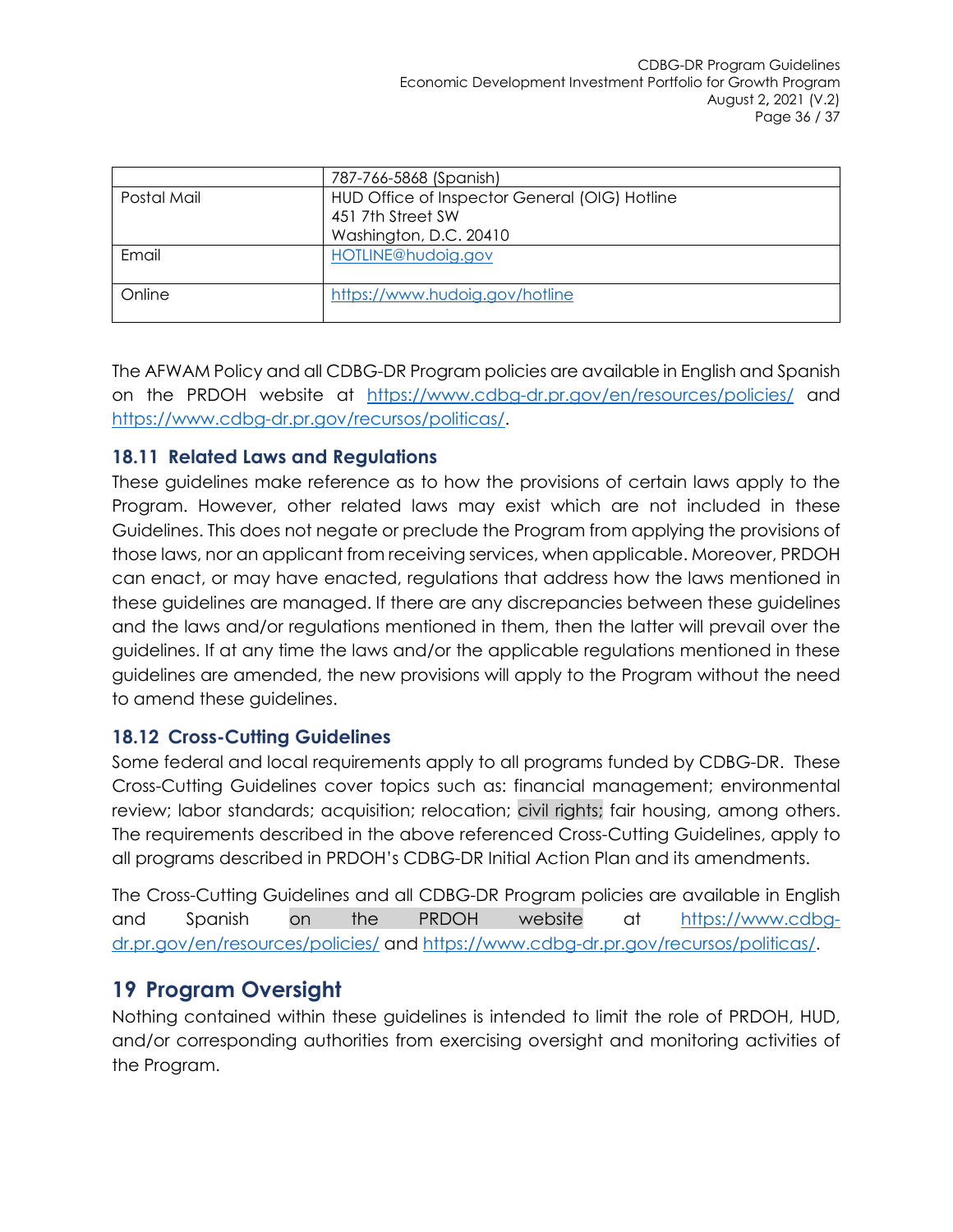| | 787-766-5868 (Spanish) |
|---|---|
| Postal Mail | HUD Office of Inspector General (OIG) Hotline<br>451 7th Street SW<br>Washington, D.C. 20410 |
| Email | HOTLINE@hudoig.gov |
| Online | https://www.hudoig.gov/hotline |

The AFWAM Policy and all CDBG-DR Program policies are available in English and Spanish on the PRDOH website at https://www.cdbg-dr.pr.gov/en/resources/policies/ and https://www.cdbg-dr.pr.gov/recursos/politicas/.

### 18.11 Related Laws and Regulations

These guidelines make reference as to how the provisions of certain laws apply to the Program. However, other related laws may exist which are not included in these Guidelines. This does not negate or preclude the Program from applying the provisions of those laws, nor an applicant from receiving services, when applicable. Moreover, PRDOH can enact, or may have enacted, regulations that address how the laws mentioned in these guidelines are managed. If there are any discrepancies between these guidelines and the laws and/or regulations mentioned in them, then the latter will prevail over the guidelines. If at any time the laws and/or the applicable regulations mentioned in these guidelines are amended, the new provisions will apply to the Program without the need to amend these guidelines.

### 18.12 Cross-Cutting Guidelines

Some federal and local requirements apply to all programs funded by CDBG-DR. These Cross-Cutting Guidelines cover topics such as: financial management; environmental review; labor standards; acquisition; relocation; civil rights; fair housing, among others. The requirements described in the above referenced Cross-Cutting Guidelines, apply to all programs described in PRDOH's CDBG-DR Initial Action Plan and its amendments.

The Cross-Cutting Guidelines and all CDBG-DR Program policies are available in English and Spanish on the PRDOH website at https://www.cdbg-dr.pr.gov/en/resources/policies/ and https://www.cdbg-dr.pr.gov/recursos/politicas/.

## 19 Program Oversight

Nothing contained within these guidelines is intended to limit the role of PRDOH, HUD, and/or corresponding authorities from exercising oversight and monitoring activities of the Program.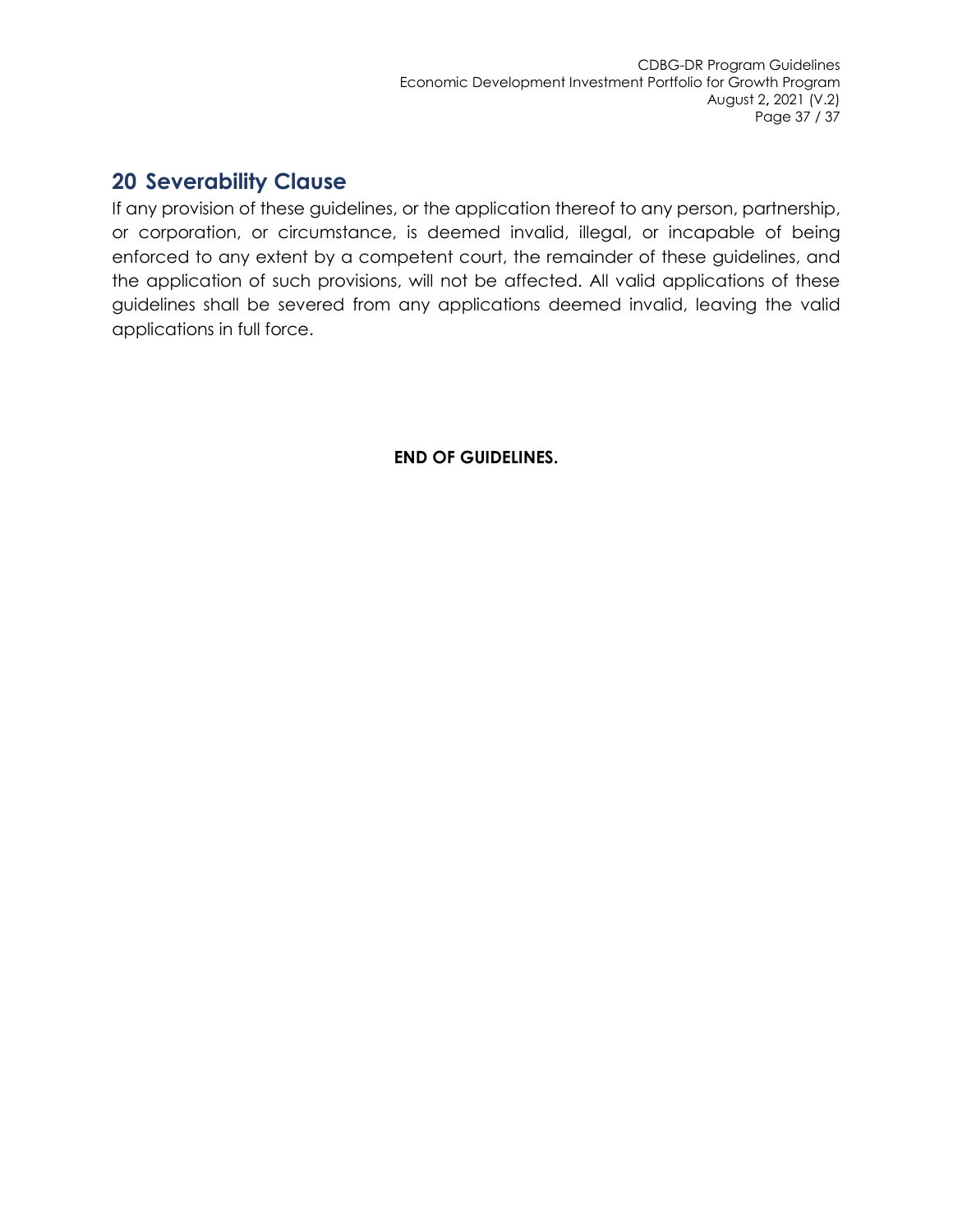# 20 Severability Clause

If any provision of these guidelines, or the application thereof to any person, partnership, or corporation, or circumstance, is deemed invalid, illegal, or incapable of being enforced to any extent by a competent court, the remainder of these guidelines, and the application of such provisions, will not be affected. All valid applications of these guidelines shall be severed from any applications deemed invalid, leaving the valid applications in full force.

**END OF GUIDELINES.**